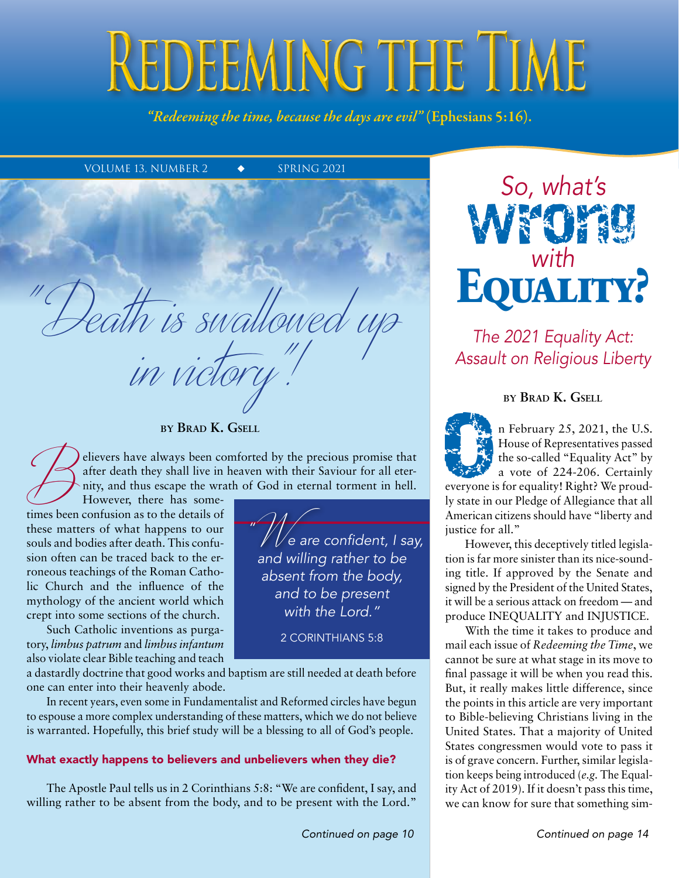# Redeeming the Time

*"Redeeming the time, because the days are evil"* **(Ephesians 5:16).**

VOLUME 13, NUMBER 2 ◆ SPRING 2021

## "Death is swallowed up in victory"!

**BY BRAD K. GSELL**

Believers have always been comforted by the precious promise that after death they shall live in heaven with their Saviour for all eternity, and thus escape the wrath of God in eternal torment in hell.

However, there has sometimes been confusion as to the details of these matters of what happens to our souls and bodies after death. This confusion often can be traced back to the erroneous teachings of the Roman Catholic Church and the influence of the mythology of the ancient world which crept into some sections of the church.

> *"We are confident, I say, and willing rather to be absent from the body, and to be present with the Lord."*
>
> 2 CORINTHIANS 5:8

Such Catholic inventions as purgatory, *limbus patrum* and *limbus infantum* also violate clear Bible teaching and teach a dastardly doctrine that good works and baptism are still needed at death before one can enter into their heavenly abode.

In recent years, even some in Fundamentalist and Reformed circles have begun to espouse a more complex understanding of these matters, which we do not believe is warranted. Hopefully, this brief study will be a blessing to all of God's people.

### What exactly happens to believers and unbelievers when they die?

The Apostle Paul tells us in 2 Corinthians 5:8: "We are confident, I say, and willing rather to be absent from the body, and to be present with the Lord."

*Continued on page 10*

## *So, what's* Wrong *with* Equality?

### *The 2021 Equality Act: Assault on Religious Liberty*

**BY BRAD K. GSELL**

On February 25, 2021, the U.S. House of Representatives passed the so-called "Equality Act" by a vote of 224-206. Certainly everyone is for equality! Right? We proudly state in our Pledge of Allegiance that all American citizens should have "liberty and justice for all."

However, this deceptively titled legislation is far more sinister than its nice-sounding title. If approved by the Senate and signed by the President of the United States, it will be a serious attack on freedom — and produce INEQUALITY and INJUSTICE.

With the time it takes to produce and mail each issue of *Redeeming the Time*, we cannot be sure at what stage in its move to final passage it will be when you read this. But, it really makes little difference, since the points in this article are very important to Bible-believing Christians living in the United States. That a majority of United States congressmen would vote to pass it is of grave concern. Further, similar legislation keeps being introduced (*e.g.* The Equality Act of 2019). If it doesn't pass this time, we can know for sure that something sim-

*Continued on page 14*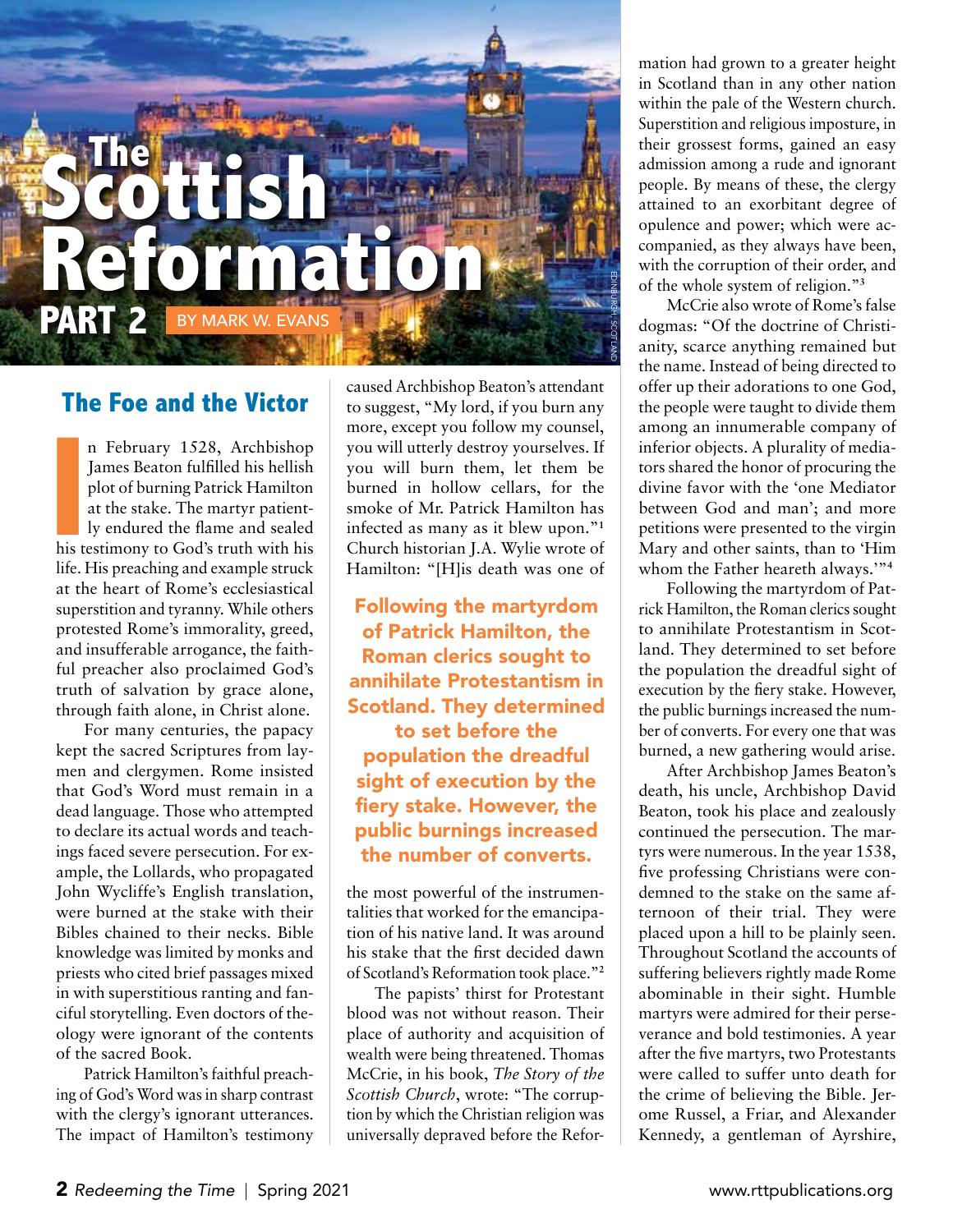# The Scottish Reformation

## PART 2

BY MARK W. EVANS

EDINBURGH, SCOTLAND

## The Foe and the Victor

In February 1528, Archbishop James Beaton fulfilled his hellish plot of burning Patrick Hamilton at the stake. The martyr patiently endured the flame and sealed his testimony to God's truth with his life. His preaching and example struck at the heart of Rome's ecclesiastical superstition and tyranny. While others protested Rome's immorality, greed, and insufferable arrogance, the faithful preacher also proclaimed God's truth of salvation by grace alone, through faith alone, in Christ alone.

For many centuries, the papacy kept the sacred Scriptures from laymen and clergymen. Rome insisted that God's Word must remain in a dead language. Those who attempted to declare its actual words and teachings faced severe persecution. For example, the Lollards, who propagated John Wycliffe's English translation, were burned at the stake with their Bibles chained to their necks. Bible knowledge was limited by monks and priests who cited brief passages mixed in with superstitious ranting and fanciful storytelling. Even doctors of theology were ignorant of the contents of the sacred Book.

Patrick Hamilton's faithful preaching of God's Word was in sharp contrast with the clergy's ignorant utterances. The impact of Hamilton's testimony caused Archbishop Beaton's attendant to suggest, "My lord, if you burn any more, except you follow my counsel, you will utterly destroy yourselves. If you will burn them, let them be burned in hollow cellars, for the smoke of Mr. Patrick Hamilton has infected as many as it blew upon."[1] Church historian J.A. Wylie wrote of Hamilton: "[H]is death was one of the most powerful of the instrumentalities that worked for the emancipation of his native land. It was around his stake that the first decided dawn of Scotland's Reformation took place."[2]

**Following the martyrdom of Patrick Hamilton, the Roman clerics sought to annihilate Protestantism in Scotland. They determined to set before the population the dreadful sight of execution by the fiery stake. However, the public burnings increased the number of converts.**

The papists' thirst for Protestant blood was not without reason. Their place of authority and acquisition of wealth were being threatened. Thomas McCrie, in his book, *The Story of the Scottish Church*, wrote: "The corruption by which the Christian religion was universally depraved before the Reformation had grown to a greater height in Scotland than in any other nation within the pale of the Western church. Superstition and religious imposture, in their grossest forms, gained an easy admission among a rude and ignorant people. By means of these, the clergy attained to an exorbitant degree of opulence and power; which were accompanied, as they always have been, with the corruption of their order, and of the whole system of religion."[3]

McCrie also wrote of Rome's false dogmas: "Of the doctrine of Christianity, scarce anything remained but the name. Instead of being directed to offer up their adorations to one God, the people were taught to divide them among an innumerable company of inferior objects. A plurality of mediators shared the honor of procuring the divine favor with the 'one Mediator between God and man'; and more petitions were presented to the virgin Mary and other saints, than to 'Him whom the Father heareth always.'"[4]

Following the martyrdom of Patrick Hamilton, the Roman clerics sought to annihilate Protestantism in Scotland. They determined to set before the population the dreadful sight of execution by the fiery stake. However, the public burnings increased the number of converts. For every one that was burned, a new gathering would arise.

After Archbishop James Beaton's death, his uncle, Archbishop David Beaton, took his place and zealously continued the persecution. The martyrs were numerous. In the year 1538, five professing Christians were condemned to the stake on the same afternoon of their trial. They were placed upon a hill to be plainly seen. Throughout Scotland the accounts of suffering believers rightly made Rome abominable in their sight. Humble martyrs were admired for their perseverance and bold testimonies. A year after the five martyrs, two Protestants were called to suffer unto death for the crime of believing the Bible. Jerome Russel, a Friar, and Alexander Kennedy, a gentleman of Ayrshire,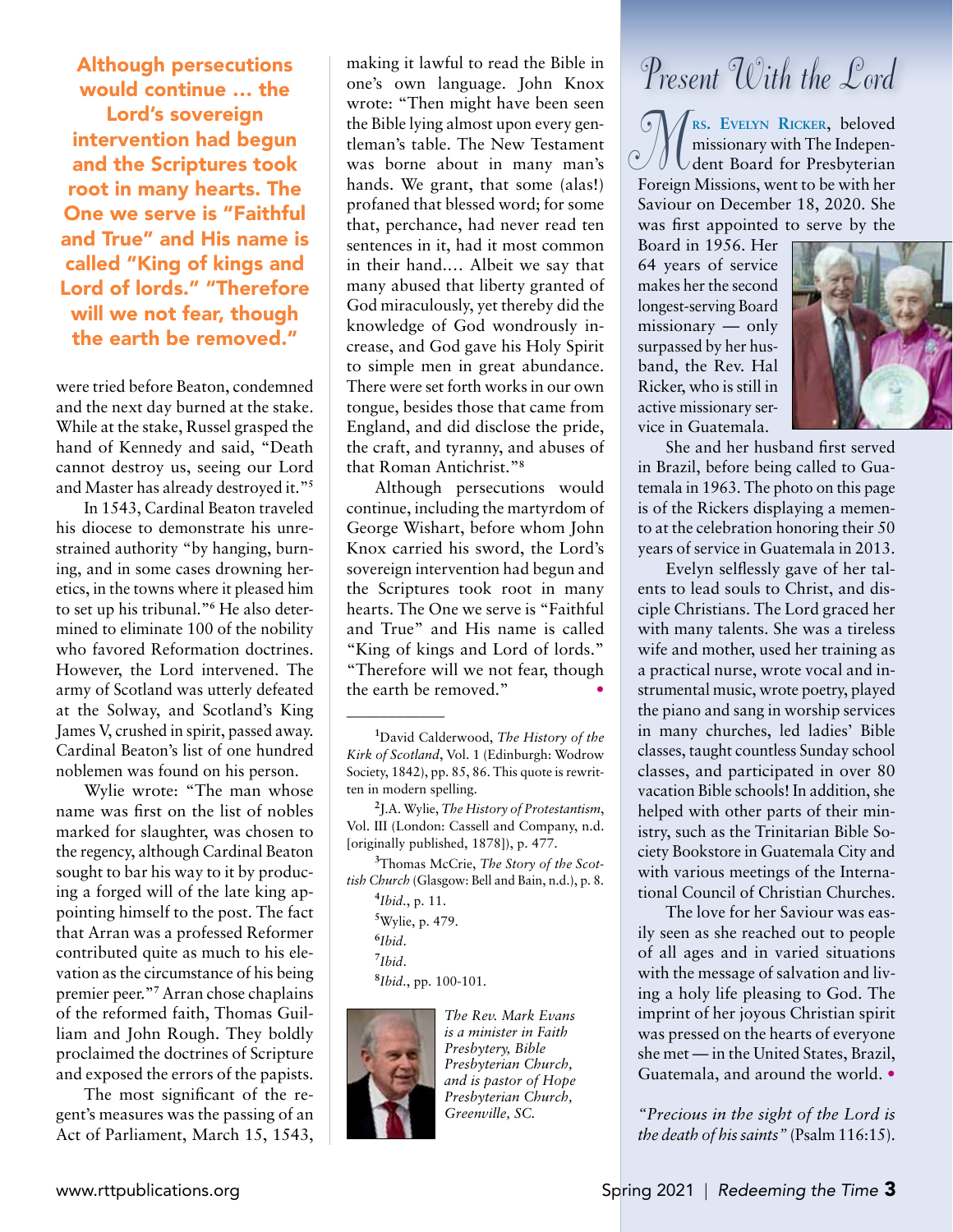**Although persecutions would continue … the Lord's sovereign intervention had begun and the Scriptures took root in many hearts. The One we serve is "Faithful and True" and His name is called "King of kings and Lord of lords." "Therefore will we not fear, though the earth be removed."**

were tried before Beaton, condemned and the next day burned at the stake. While at the stake, Russel grasped the hand of Kennedy and said, "Death cannot destroy us, seeing our Lord and Master has already destroyed it."[5]

In 1543, Cardinal Beaton traveled his diocese to demonstrate his unrestrained authority "by hanging, burning, and in some cases drowning heretics, in the towns where it pleased him to set up his tribunal."[6] He also determined to eliminate 100 of the nobility who favored Reformation doctrines. However, the Lord intervened. The army of Scotland was utterly defeated at the Solway, and Scotland's King James V, crushed in spirit, passed away. Cardinal Beaton's list of one hundred noblemen was found on his person.

Wylie wrote: "The man whose name was first on the list of nobles marked for slaughter, was chosen to the regency, although Cardinal Beaton sought to bar his way to it by producing a forged will of the late king appointing himself to the post. The fact that Arran was a professed Reformer contributed quite as much to his elevation as the circumstance of his being premier peer."[7] Arran chose chaplains of the reformed faith, Thomas Guilliam and John Rough. They boldly proclaimed the doctrines of Scripture and exposed the errors of the papists.

The most significant of the regent's measures was the passing of an Act of Parliament, March 15, 1543, making it lawful to read the Bible in one's own language. John Knox wrote: "Then might have been seen the Bible lying almost upon every gentleman's table. The New Testament was borne about in many man's hands. We grant, that some (alas!) profaned that blessed word; for some that, perchance, had never read ten sentences in it, had it most common in their hand.... Albeit we say that many abused that liberty granted of God miraculously, yet thereby did the knowledge of God wondrously increase, and God gave his Holy Spirit to simple men in great abundance. There were set forth works in our own tongue, besides those that came from England, and did disclose the pride, the craft, and tyranny, and abuses of that Roman Antichrist."[8]

Although persecutions would continue, including the martyrdom of George Wishart, before whom John Knox carried his sword, the Lord's sovereign intervention had begun and the Scriptures took root in many hearts. The One we serve is "Faithful and True" and His name is called "King of kings and Lord of lords." "Therefore will we not fear, though the earth be removed." •

---

[1]David Calderwood, *The History of the Kirk of Scotland*, Vol. 1 (Edinburgh: Wodrow Society, 1842), pp. 85, 86. This quote is rewritten in modern spelling.

[2]J.A. Wylie, *The History of Protestantism*, Vol. III (London: Cassell and Company, n.d. [originally published, 1878]), p. 477.

[3]Thomas McCrie, *The Story of the Scottish Church* (Glasgow: Bell and Bain, n.d.), p. 8.

[4]*Ibid*., p. 11.

[5]Wylie, p. 479.

[6]*Ibid*.

[7]*Ibid*.

[8]*Ibid*., pp. 100-101.

*The Rev. Mark Evans is a minister in Faith Presbytery, Bible Presbyterian Church, and is pastor of Hope Presbyterian Church, Greenville, SC.*

# Present With the Lord

**Mrs. Evelyn Ricker**, beloved missionary with The Independent Board for Presbyterian Foreign Missions, went to be with her Saviour on December 18, 2020. She was first appointed to serve by the Board in 1956. Her 64 years of service makes her the second longest-serving Board missionary — only surpassed by her husband, the Rev. Hal Ricker, who is still in active missionary service in Guatemala.

She and her husband first served in Brazil, before being called to Guatemala in 1963. The photo on this page is of the Rickers displaying a memento at the celebration honoring their 50 years of service in Guatemala in 2013.

Evelyn selflessly gave of her talents to lead souls to Christ, and disciple Christians. The Lord graced her with many talents. She was a tireless wife and mother, used her training as a practical nurse, wrote vocal and instrumental music, wrote poetry, played the piano and sang in worship services in many churches, led ladies' Bible classes, taught countless Sunday school classes, and participated in over 80 vacation Bible schools! In addition, she helped with other parts of their ministry, such as the Trinitarian Bible Society Bookstore in Guatemala City and with various meetings of the International Council of Christian Churches.

The love for her Saviour was easily seen as she reached out to people of all ages and in varied situations with the message of salvation and living a holy life pleasing to God. The imprint of her joyous Christian spirit was pressed on the hearts of everyone she met — in the United States, Brazil, Guatemala, and around the world. •

*"Precious in the sight of the Lord is the death of his saints"* (Psalm 116:15).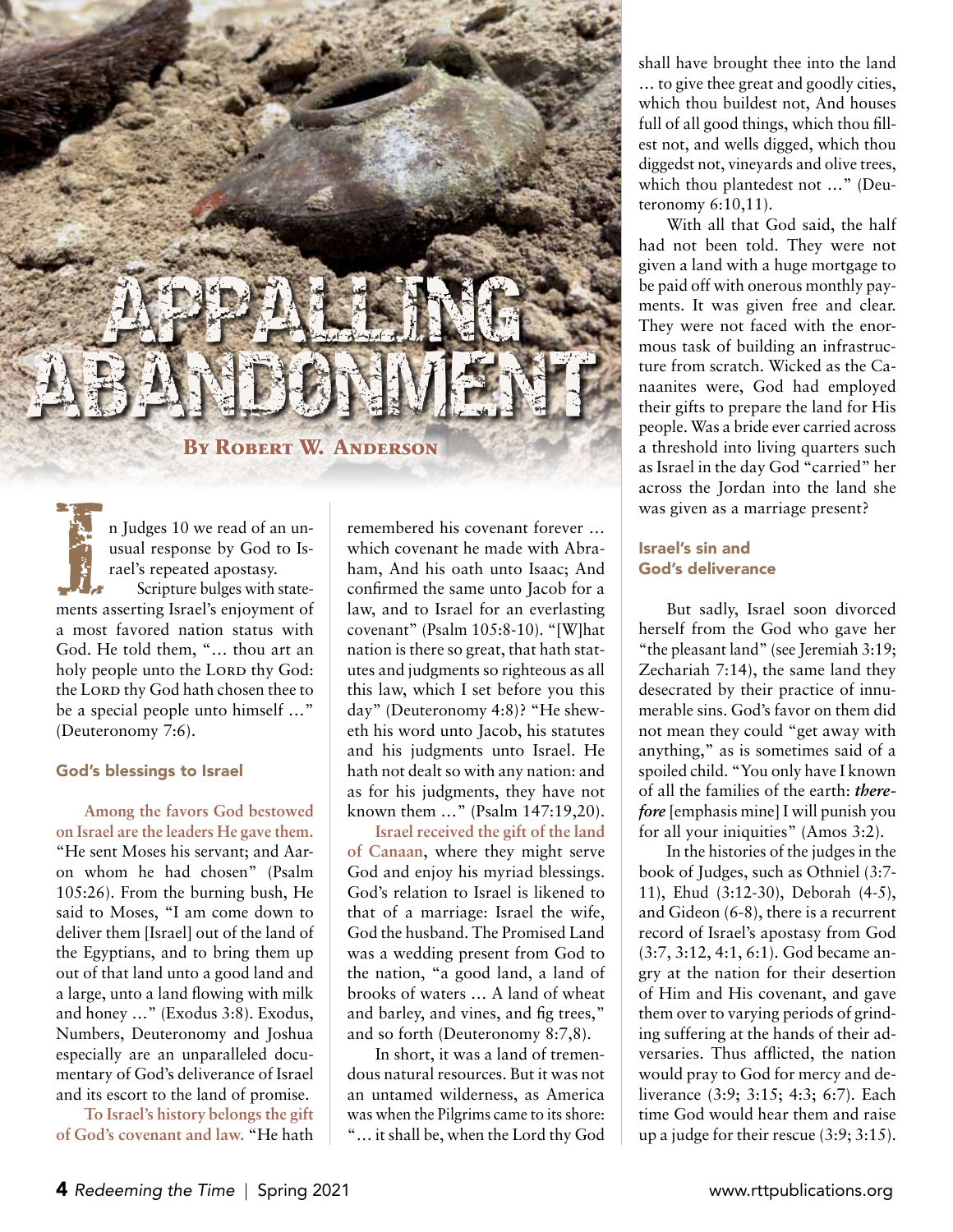# APPALLING ABANDONMENT

**By Robert W. Anderson**

In Judges 10 we read of an unusual response by God to Israel's repeated apostasy.

Scripture bulges with statements asserting Israel's enjoyment of a most favored nation status with God. He told them, "… thou art an holy people unto the LORD thy God: the LORD thy God hath chosen thee to be a special people unto himself …" (Deuteronomy 7:6).

### God's blessings to Israel

**Among the favors God bestowed on Israel are the leaders He gave them.** "He sent Moses his servant; and Aaron whom he had chosen" (Psalm 105:26). From the burning bush, He said to Moses, "I am come down to deliver them [Israel] out of the land of the Egyptians, and to bring them up out of that land unto a good land and a large, unto a land flowing with milk and honey …" (Exodus 3:8). Exodus, Numbers, Deuteronomy and Joshua especially are an unparalleled documentary of God's deliverance of Israel and its escort to the land of promise.

**To Israel's history belongs the gift of God's covenant and law.** "He hath remembered his covenant forever … which covenant he made with Abraham, And his oath unto Isaac; And confirmed the same unto Jacob for a law, and to Israel for an everlasting covenant" (Psalm 105:8-10). "[W]hat nation is there so great, that hath statutes and judgments so righteous as all this law, which I set before you this day" (Deuteronomy 4:8)? "He sheweth his word unto Jacob, his statutes and his judgments unto Israel. He hath not dealt so with any nation: and as for his judgments, they have not known them …" (Psalm 147:19,20).

**Israel received the gift of the land of Canaan**, where they might serve God and enjoy his myriad blessings. God's relation to Israel is likened to that of a marriage: Israel the wife, God the husband. The Promised Land was a wedding present from God to the nation, "a good land, a land of brooks of waters … A land of wheat and barley, and vines, and fig trees," and so forth (Deuteronomy 8:7,8).

In short, it was a land of tremendous natural resources. But it was not an untamed wilderness, as America was when the Pilgrims came to its shore: "… it shall be, when the Lord thy God shall have brought thee into the land … to give thee great and goodly cities, which thou buildest not, And houses full of all good things, which thou fillest not, and wells digged, which thou diggedst not, vineyards and olive trees, which thou plantedest not …" (Deuteronomy 6:10,11).

With all that God said, the half had not been told. They were not given a land with a huge mortgage to be paid off with onerous monthly payments. It was given free and clear. They were not faced with the enormous task of building an infrastructure from scratch. Wicked as the Canaanites were, God had employed their gifts to prepare the land for His people. Was a bride ever carried across a threshold into living quarters such as Israel in the day God "carried" her across the Jordan into the land she was given as a marriage present?

### Israel's sin and God's deliverance

But sadly, Israel soon divorced herself from the God who gave her "the pleasant land" (see Jeremiah 3:19; Zechariah 7:14), the same land they desecrated by their practice of innumerable sins. God's favor on them did not mean they could "get away with anything," as is sometimes said of a spoiled child. "You only have I known of all the families of the earth: ***therefore*** [emphasis mine] I will punish you for all your iniquities" (Amos 3:2).

In the histories of the judges in the book of Judges, such as Othniel (3:7-11), Ehud (3:12-30), Deborah (4-5), and Gideon (6-8), there is a recurrent record of Israel's apostasy from God (3:7, 3:12, 4:1, 6:1). God became angry at the nation for their desertion of Him and His covenant, and gave them over to varying periods of grinding suffering at the hands of their adversaries. Thus afflicted, the nation would pray to God for mercy and deliverance (3:9; 3:15; 4:3; 6:7). Each time God would hear them and raise up a judge for their rescue (3:9; 3:15).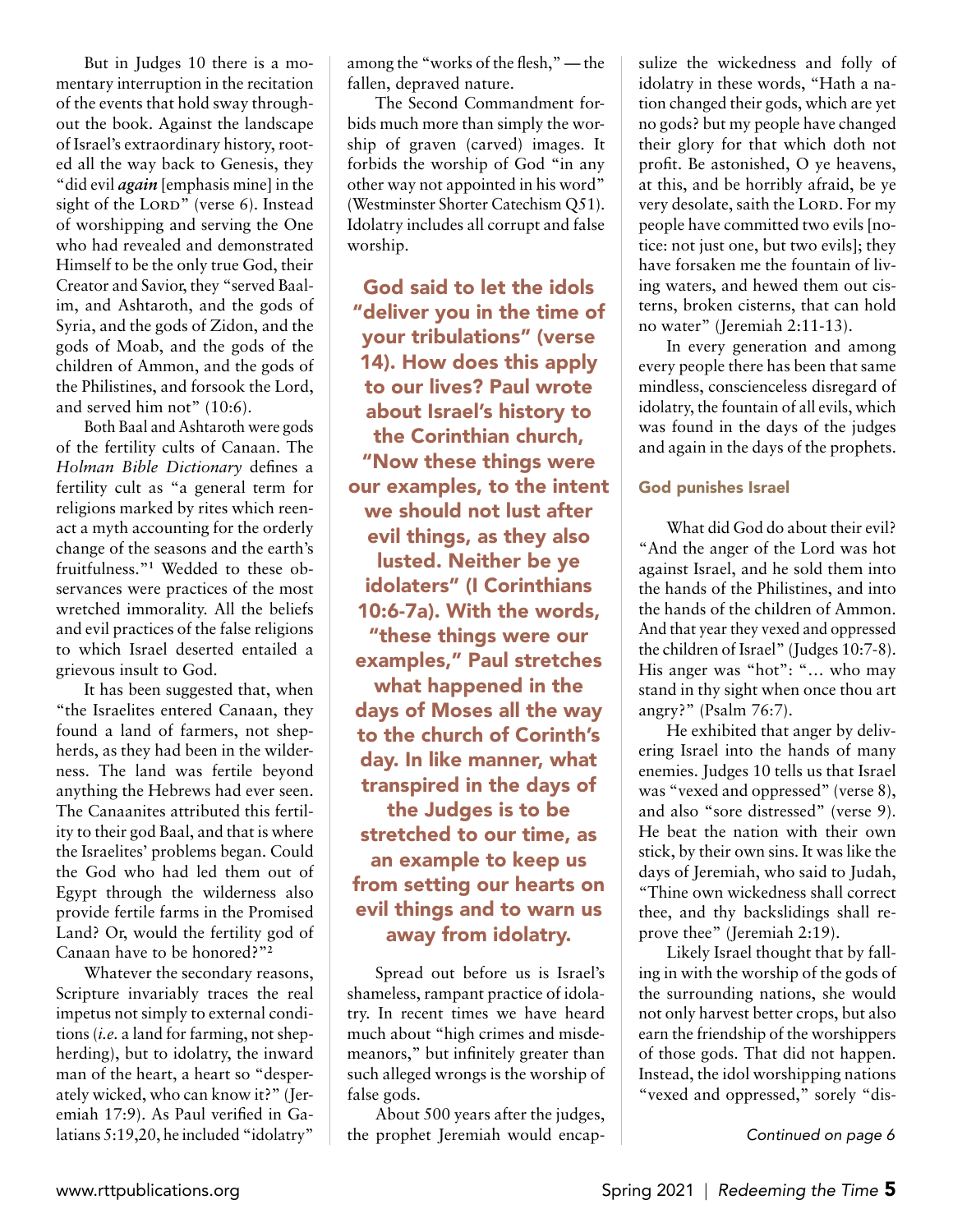But in Judges 10 there is a momentary interruption in the recitation of the events that hold sway throughout the book. Against the landscape of Israel's extraordinary history, rooted all the way back to Genesis, they "did evil ***again*** [emphasis mine] in the sight of the LORD" (verse 6). Instead of worshipping and serving the One who had revealed and demonstrated Himself to be the only true God, their Creator and Savior, they "served Baalim, and Ashtaroth, and the gods of Syria, and the gods of Zidon, and the gods of Moab, and the gods of the children of Ammon, and the gods of the Philistines, and forsook the Lord, and served him not" (10:6).

Both Baal and Ashtaroth were gods of the fertility cults of Canaan. The *Holman Bible Dictionary* defines a fertility cult as "a general term for religions marked by rites which reenact a myth accounting for the orderly change of the seasons and the earth's fruitfulness."[1] Wedded to these observances were practices of the most wretched immorality. All the beliefs and evil practices of the false religions to which Israel deserted entailed a grievous insult to God.

It has been suggested that, when "the Israelites entered Canaan, they found a land of farmers, not shepherds, as they had been in the wilderness. The land was fertile beyond anything the Hebrews had ever seen. The Canaanites attributed this fertility to their god Baal, and that is where the Israelites' problems began. Could the God who had led them out of Egypt through the wilderness also provide fertile farms in the Promised Land? Or, would the fertility god of Canaan have to be honored?"[2]

Whatever the secondary reasons, Scripture invariably traces the real impetus not simply to external conditions (*i.e.* a land for farming, not shepherding), but to idolatry, the inward man of the heart, a heart so "desperately wicked, who can know it?" (Jeremiah 17:9). As Paul verified in Galatians 5:19,20, he included "idolatry" among the "works of the flesh," — the fallen, depraved nature.

The Second Commandment forbids much more than simply the worship of graven (carved) images. It forbids the worship of God "in any other way not appointed in his word" (Westminster Shorter Catechism Q51). Idolatry includes all corrupt and false worship.

**God said to let the idols "deliver you in the time of your tribulations" (verse 14). How does this apply to our lives? Paul wrote about Israel's history to the Corinthian church, "Now these things were our examples, to the intent we should not lust after evil things, as they also lusted. Neither be ye idolaters" (I Corinthians 10:6-7a). With the words, "these things were our examples," Paul stretches what happened in the days of Moses all the way to the church of Corinth's day. In like manner, what transpired in the days of the Judges is to be stretched to our time, as an example to keep us from setting our hearts on evil things and to warn us away from idolatry.**

Spread out before us is Israel's shameless, rampant practice of idolatry. In recent times we have heard much about "high crimes and misdemeanors," but infinitely greater than such alleged wrongs is the worship of false gods.

About 500 years after the judges, the prophet Jeremiah would encapsulize the wickedness and folly of idolatry in these words, "Hath a nation changed their gods, which are yet no gods? but my people have changed their glory for that which doth not profit. Be astonished, O ye heavens, at this, and be horribly afraid, be ye very desolate, saith the LORD. For my people have committed two evils [notice: not just one, but two evils]; they have forsaken me the fountain of living waters, and hewed them out cisterns, broken cisterns, that can hold no water" (Jeremiah 2:11-13).

In every generation and among every people there has been that same mindless, conscienceless disregard of idolatry, the fountain of all evils, which was found in the days of the judges and again in the days of the prophets.

### God punishes Israel

What did God do about their evil? "And the anger of the Lord was hot against Israel, and he sold them into the hands of the Philistines, and into the hands of the children of Ammon. And that year they vexed and oppressed the children of Israel" (Judges 10:7-8). His anger was "hot": "… who may stand in thy sight when once thou art angry?" (Psalm 76:7).

He exhibited that anger by delivering Israel into the hands of many enemies. Judges 10 tells us that Israel was "vexed and oppressed" (verse 8), and also "sore distressed" (verse 9). He beat the nation with their own stick, by their own sins. It was like the days of Jeremiah, who said to Judah, "Thine own wickedness shall correct thee, and thy backslidings shall reprove thee" (Jeremiah 2:19).

Likely Israel thought that by falling in with the worship of the gods of the surrounding nations, she would not only harvest better crops, but also earn the friendship of the worshippers of those gods. That did not happen. Instead, the idol worshipping nations "vexed and oppressed," sorely "dis-

*Continued on page 6*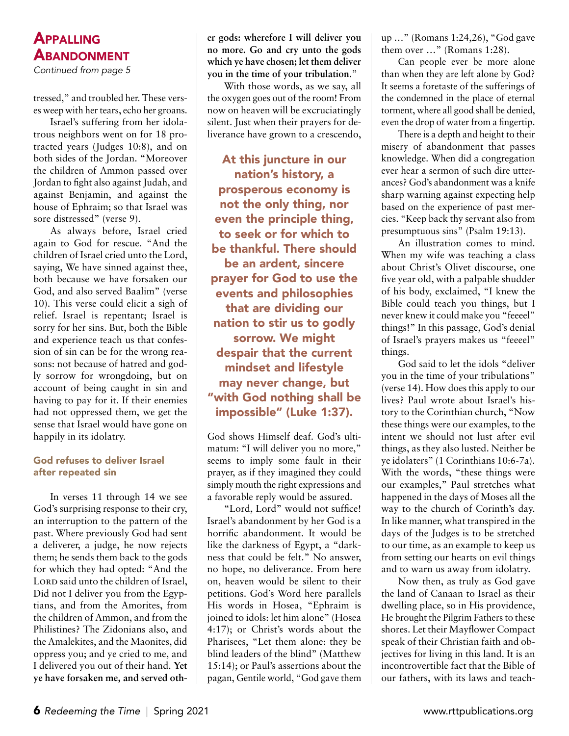## Appalling Abandonment

*Continued from page 5*

tressed," and troubled her. These verses weep with her tears, echo her groans.

Israel's suffering from her idolatrous neighbors went on for 18 protracted years (Judges 10:8), and on both sides of the Jordan. "Moreover the children of Ammon passed over Jordan to fight also against Judah, and against Benjamin, and against the house of Ephraim; so that Israel was sore distressed" (verse 9).

As always before, Israel cried again to God for rescue. "And the children of Israel cried unto the Lord, saying, We have sinned against thee, both because we have forsaken our God, and also served Baalim" (verse 10). This verse could elicit a sigh of relief. Israel is repentant; Israel is sorry for her sins. But, both the Bible and experience teach us that confession of sin can be for the wrong reasons: not because of hatred and godly sorrow for wrongdoing, but on account of being caught in sin and having to pay for it. If their enemies had not oppressed them, we get the sense that Israel would have gone on happily in its idolatry.

### God refuses to deliver Israel after repeated sin

In verses 11 through 14 we see God's surprising response to their cry, an interruption to the pattern of the past. Where previously God had sent a deliverer, a judge, he now rejects them; he sends them back to the gods for which they had opted: "And the Lord said unto the children of Israel, Did not I deliver you from the Egyptians, and from the Amorites, from the children of Ammon, and from the Philistines? The Zidonians also, and the Amalekites, and the Maonites, did oppress you; and ye cried to me, and I delivered you out of their hand. **Yet ye have forsaken me, and served other gods: wherefore I will deliver you no more. Go and cry unto the gods which ye have chosen; let them deliver you in the time of your tribulation.**"

With those words, as we say, all the oxygen goes out of the room! From now on heaven will be excruciatingly silent. Just when their prayers for deliverance have grown to a crescendo, God shows Himself deaf. God's ultimatum: "I will deliver you no more," seems to imply some fault in their prayer, as if they imagined they could simply mouth the right expressions and a favorable reply would be assured.

> **At this juncture in our nation's history, a prosperous economy is not the only thing, nor even the principle thing, to seek or for which to be thankful. There should be an ardent, sincere prayer for God to use the events and philosophies that are dividing our nation to stir us to godly sorrow. We might despair that the current mindset and lifestyle may never change, but "with God nothing shall be impossible" (Luke 1:37).**

"Lord, Lord" would not suffice! Israel's abandonment by her God is a horrific abandonment. It would be like the darkness of Egypt, a "darkness that could be felt." No answer, no hope, no deliverance. From here on, heaven would be silent to their petitions. God's Word here parallels His words in Hosea, "Ephraim is joined to idols: let him alone" (Hosea 4:17); or Christ's words about the Pharisees, "Let them alone: they be blind leaders of the blind" (Matthew 15:14); or Paul's assertions about the pagan, Gentile world, "God gave them up …" (Romans 1:24,26), "God gave them over …" (Romans 1:28).

Can people ever be more alone than when they are left alone by God? It seems a foretaste of the sufferings of the condemned in the place of eternal torment, where all good shall be denied, even the drop of water from a fingertip.

There is a depth and height to their misery of abandonment that passes knowledge. When did a congregation ever hear a sermon of such dire utterances? God's abandonment was a knife sharp warning against expecting help based on the experience of past mercies. "Keep back thy servant also from presumptuous sins" (Psalm 19:13).

An illustration comes to mind. When my wife was teaching a class about Christ's Olivet discourse, one five year old, with a palpable shudder of his body, exclaimed, "I knew the Bible could teach you things, but I never knew it could make you "feeeel" things!" In this passage, God's denial of Israel's prayers makes us "feeeel" things.

God said to let the idols "deliver you in the time of your tribulations" (verse 14). How does this apply to our lives? Paul wrote about Israel's history to the Corinthian church, "Now these things were our examples, to the intent we should not lust after evil things, as they also lusted. Neither be ye idolaters" (1 Corinthians 10:6-7a). With the words, "these things were our examples," Paul stretches what happened in the days of Moses all the way to the church of Corinth's day. In like manner, what transpired in the days of the Judges is to be stretched to our time, as an example to keep us from setting our hearts on evil things and to warn us away from idolatry.

Now then, as truly as God gave the land of Canaan to Israel as their dwelling place, so in His providence, He brought the Pilgrim Fathers to these shores. Let their Mayflower Compact speak of their Christian faith and objectives for living in this land. It is an incontrovertible fact that the Bible of our fathers, with its laws and teach-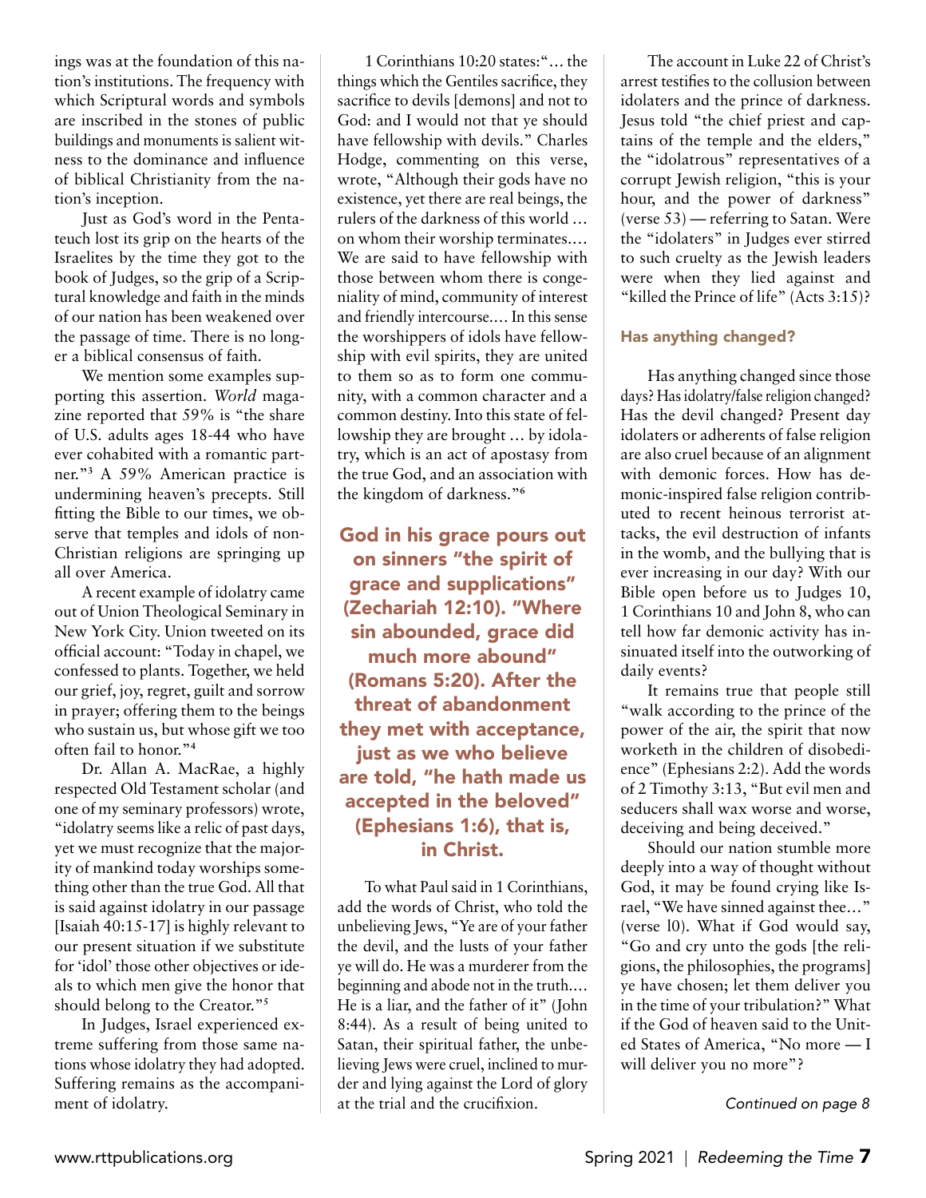ings was at the foundation of this nation's institutions. The frequency with which Scriptural words and symbols are inscribed in the stones of public buildings and monuments is salient witness to the dominance and influence of biblical Christianity from the nation's inception.

Just as God's word in the Pentateuch lost its grip on the hearts of the Israelites by the time they got to the book of Judges, so the grip of a Scriptural knowledge and faith in the minds of our nation has been weakened over the passage of time. There is no longer a biblical consensus of faith.

We mention some examples supporting this assertion. *World* magazine reported that 59% is "the share of U.S. adults ages 18-44 who have ever cohabited with a romantic partner."[3] A 59% American practice is undermining heaven's precepts. Still fitting the Bible to our times, we observe that temples and idols of non-Christian religions are springing up all over America.

A recent example of idolatry came out of Union Theological Seminary in New York City. Union tweeted on its official account: "Today in chapel, we confessed to plants. Together, we held our grief, joy, regret, guilt and sorrow in prayer; offering them to the beings who sustain us, but whose gift we too often fail to honor."[4]

Dr. Allan A. MacRae, a highly respected Old Testament scholar (and one of my seminary professors) wrote, "idolatry seems like a relic of past days, yet we must recognize that the majority of mankind today worships something other than the true God. All that is said against idolatry in our passage [Isaiah 40:15-17] is highly relevant to our present situation if we substitute for 'idol' those other objectives or ideals to which men give the honor that should belong to the Creator."[5]

In Judges, Israel experienced extreme suffering from those same nations whose idolatry they had adopted. Suffering remains as the accompaniment of idolatry.

1 Corinthians 10:20 states: "… the things which the Gentiles sacrifice, they sacrifice to devils [demons] and not to God: and I would not that ye should have fellowship with devils." Charles Hodge, commenting on this verse, wrote, "Although their gods have no existence, yet there are real beings, the rulers of the darkness of this world … on whom their worship terminates.… We are said to have fellowship with those between whom there is congeniality of mind, community of interest and friendly intercourse.… In this sense the worshippers of idols have fellowship with evil spirits, they are united to them so as to form one community, with a common character and a common destiny. Into this state of fellowship they are brought … by idolatry, which is an act of apostasy from the true God, and an association with the kingdom of darkness."[6]

**God in his grace pours out on sinners "the spirit of grace and supplications" (Zechariah 12:10). "Where sin abounded, grace did much more abound" (Romans 5:20). After the threat of abandonment they met with acceptance, just as we who believe are told, "he hath made us accepted in the beloved" (Ephesians 1:6), that is, in Christ.**

To what Paul said in 1 Corinthians, add the words of Christ, who told the unbelieving Jews, "Ye are of your father the devil, and the lusts of your father ye will do. He was a murderer from the beginning and abode not in the truth.… He is a liar, and the father of it" (John 8:44). As a result of being united to Satan, their spiritual father, the unbelieving Jews were cruel, inclined to murder and lying against the Lord of glory at the trial and the crucifixion.

The account in Luke 22 of Christ's arrest testifies to the collusion between idolaters and the prince of darkness. Jesus told "the chief priest and captains of the temple and the elders," the "idolatrous" representatives of a corrupt Jewish religion, "this is your hour, and the power of darkness" (verse 53) — referring to Satan. Were the "idolaters" in Judges ever stirred to such cruelty as the Jewish leaders were when they lied against and "killed the Prince of life" (Acts 3:15)?

### Has anything changed?

Has anything changed since those days? Has idolatry/false religion changed? Has the devil changed? Present day idolaters or adherents of false religion are also cruel because of an alignment with demonic forces. How has demonic-inspired false religion contributed to recent heinous terrorist attacks, the evil destruction of infants in the womb, and the bullying that is ever increasing in our day? With our Bible open before us to Judges 10, 1 Corinthians 10 and John 8, who can tell how far demonic activity has insinuated itself into the outworking of daily events?

It remains true that people still "walk according to the prince of the power of the air, the spirit that now worketh in the children of disobedience" (Ephesians 2:2). Add the words of 2 Timothy 3:13, "But evil men and seducers shall wax worse and worse, deceiving and being deceived."

Should our nation stumble more deeply into a way of thought without God, it may be found crying like Israel, "We have sinned against thee…" (verse l0). What if God would say, "Go and cry unto the gods [the religions, the philosophies, the programs] ye have chosen; let them deliver you in the time of your tribulation?" What if the God of heaven said to the United States of America, "No more — I will deliver you no more"?

*Continued on page 8*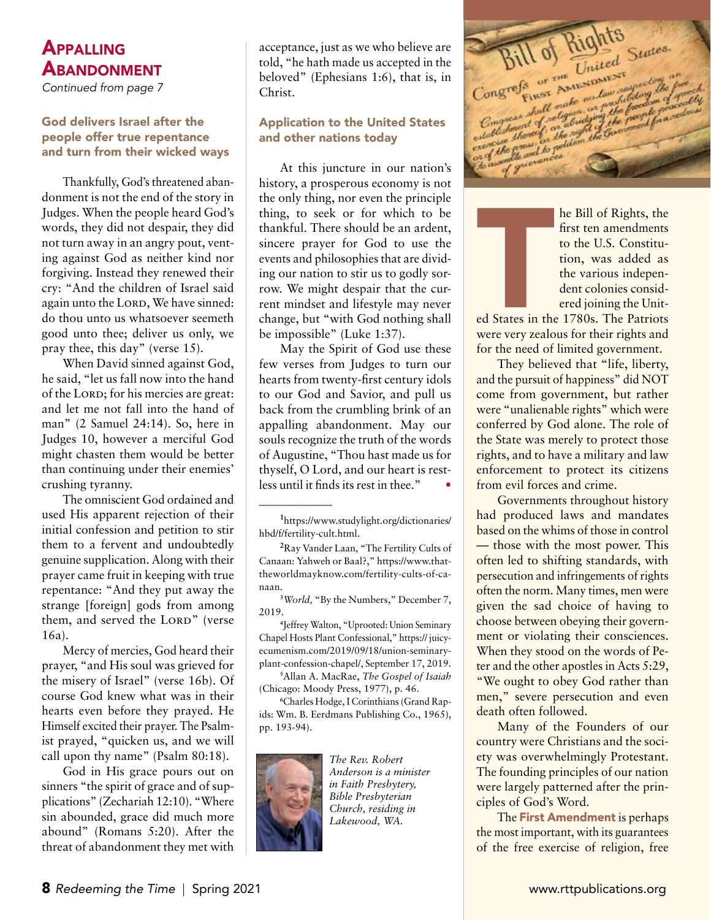## Appalling Abandonment

*Continued from page 7*

### God delivers Israel after the people offer true repentance and turn from their wicked ways

Thankfully, God's threatened abandonment is not the end of the story in Judges. When the people heard God's words, they did not despair, they did not turn away in an angry pout, venting against God as neither kind nor forgiving. Instead they renewed their cry: "And the children of Israel said again unto the LORD, We have sinned: do thou unto us whatsoever seemeth good unto thee; deliver us only, we pray thee, this day" (verse 15).

When David sinned against God, he said, "let us fall now into the hand of the LORD; for his mercies are great: and let me not fall into the hand of man" (2 Samuel 24:14). So, here in Judges 10, however a merciful God might chasten them would be better than continuing under their enemies' crushing tyranny.

The omniscient God ordained and used His apparent rejection of their initial confession and petition to stir them to a fervent and undoubtedly genuine supplication. Along with their prayer came fruit in keeping with true repentance: "And they put away the strange [foreign] gods from among them, and served the LORD" (verse 16a).

Mercy of mercies, God heard their prayer, "and His soul was grieved for the misery of Israel" (verse 16b). Of course God knew what was in their hearts even before they prayed. He Himself excited their prayer. The Psalmist prayed, "quicken us, and we will call upon thy name" (Psalm 80:18).

God in His grace pours out on sinners "the spirit of grace and of supplications" (Zechariah 12:10). "Where sin abounded, grace did much more abound" (Romans 5:20). After the threat of abandonment they met with acceptance, just as we who believe are told, "he hath made us accepted in the beloved" (Ephesians 1:6), that is, in Christ.

### Application to the United States and other nations today

At this juncture in our nation's history, a prosperous economy is not the only thing, nor even the principle thing, to seek or for which to be thankful. There should be an ardent, sincere prayer for God to use the events and philosophies that are dividing our nation to stir us to godly sorrow. We might despair that the current mindset and lifestyle may never change, but "with God nothing shall be impossible" (Luke 1:37).

May the Spirit of God use these few verses from Judges to turn our hearts from twenty-first century idols to our God and Savior, and pull us back from the crumbling brink of an appalling abandonment. May our souls recognize the truth of the words of Augustine, "Thou hast made us for thyself, O Lord, and our heart is restless until it finds its rest in thee." •

---

[1] https://www.studylight.org/dictionaries/hbd/f/fertility-cult.html.

[2] Ray Vander Laan, "The Fertility Cults of Canaan: Yahweh or Baal?," https://www.thattheworldmayknow.com/fertility-cults-of-canaan.

[3] *World,* "By the Numbers," December 7, 2019.

[4] Jeffrey Walton, "Uprooted: Union Seminary Chapel Hosts Plant Confessional," https:// juicyecumenism.com/2019/09/18/union-seminary-plant-confession-chapel/, September 17, 2019.

[5] Allan A. MacRae, *The Gospel of Isaiah* (Chicago: Moody Press, 1977), p. 46.

[6] Charles Hodge, I Corinthians (Grand Rapids: Wm. B. Eerdmans Publishing Co., 1965), pp. 193-94).

*The Rev. Robert Anderson is a minister in Faith Presbytery, Bible Presbyterian Church, residing in Lakewood, WA.*

---

The Bill of Rights, the first ten amendments to the U.S. Constitution, was added as the various independent colonies considered joining the United States in the 1780s. The Patriots were very zealous for their rights and for the need of limited government.

They believed that "life, liberty, and the pursuit of happiness" did NOT come from government, but rather were "unalienable rights" which were conferred by God alone. The role of the State was merely to protect those rights, and to have a military and law enforcement to protect its citizens from evil forces and crime.

Governments throughout history had produced laws and mandates based on the whims of those in control — those with the most power. This often led to shifting standards, with persecution and infringements of rights often the norm. Many times, men were given the sad choice of having to choose between obeying their government or violating their consciences. When they stood on the words of Peter and the other apostles in Acts 5:29, "We ought to obey God rather than men," severe persecution and even death often followed.

Many of the Founders of our country were Christians and the society was overwhelmingly Protestant. The founding principles of our nation were largely patterned after the principles of God's Word.

The **First Amendment** is perhaps the most important, with its guarantees of the free exercise of religion, free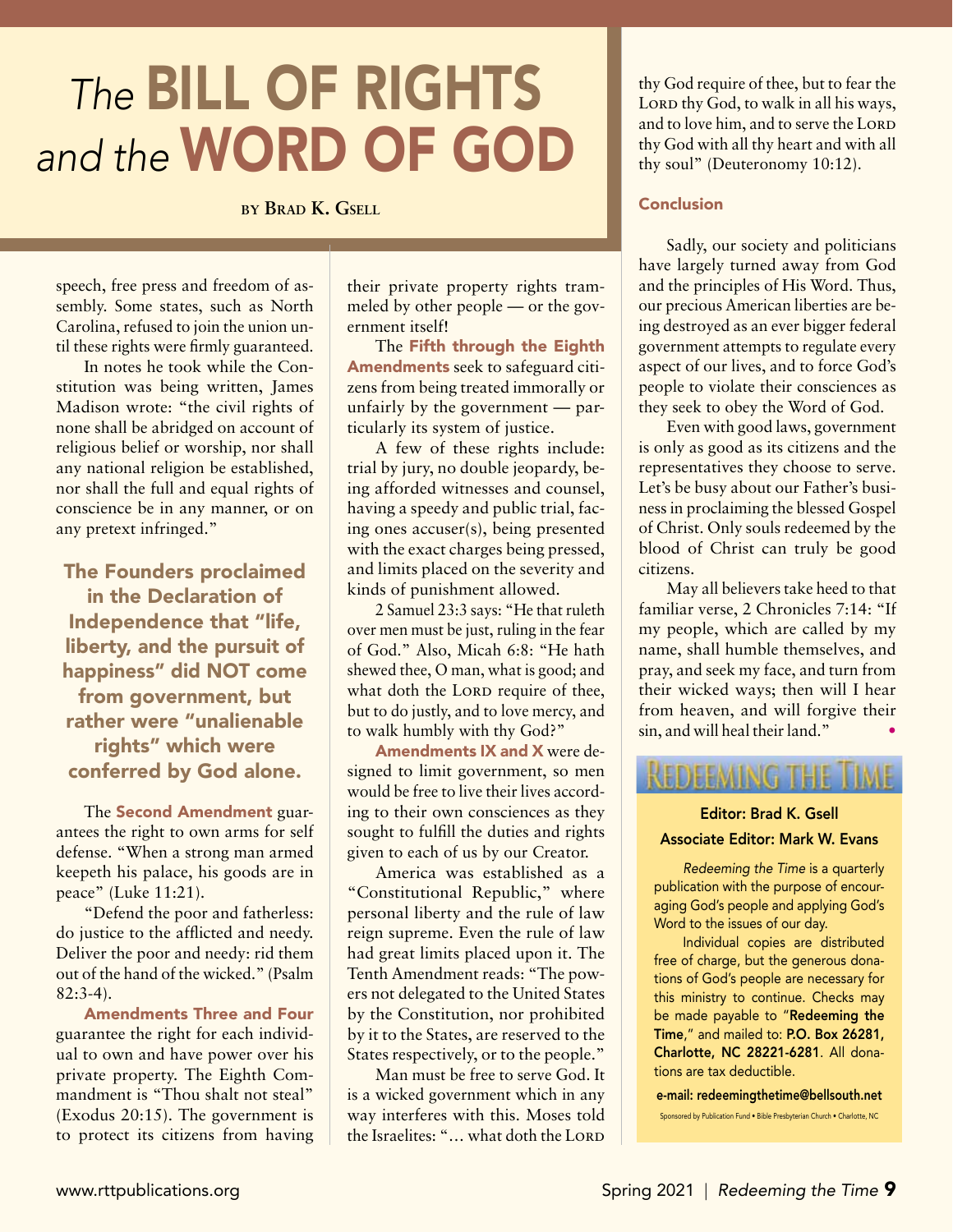# *The* BILL OF RIGHTS *and the* WORD OF GOD

**by Brad K. Gsell**

speech, free press and freedom of assembly. Some states, such as North Carolina, refused to join the union until these rights were firmly guaranteed.

In notes he took while the Constitution was being written, James Madison wrote: "the civil rights of none shall be abridged on account of religious belief or worship, nor shall any national religion be established, nor shall the full and equal rights of conscience be in any manner, or on any pretext infringed."

**The Founders proclaimed in the Declaration of Independence that "life, liberty, and the pursuit of happiness" did NOT come from government, but rather were "unalienable rights" which were conferred by God alone.**

The **Second Amendment** guarantees the right to own arms for self defense. "When a strong man armed keepeth his palace, his goods are in peace" (Luke 11:21).

"Defend the poor and fatherless: do justice to the afflicted and needy. Deliver the poor and needy: rid them out of the hand of the wicked." (Psalm 82:3-4).

**Amendments Three and Four** guarantee the right for each individual to own and have power over his private property. The Eighth Commandment is "Thou shalt not steal" (Exodus 20:15). The government is to protect its citizens from having their private property rights trammeled by other people — or the government itself!

The **Fifth through the Eighth Amendments** seek to safeguard citizens from being treated immorally or unfairly by the government — particularly its system of justice.

A few of these rights include: trial by jury, no double jeopardy, being afforded witnesses and counsel, having a speedy and public trial, facing ones accuser(s), being presented with the exact charges being pressed, and limits placed on the severity and kinds of punishment allowed.

2 Samuel 23:3 says: "He that ruleth over men must be just, ruling in the fear of God." Also, Micah 6:8: "He hath shewed thee, O man, what is good; and what doth the Lord require of thee, but to do justly, and to love mercy, and to walk humbly with thy God?"

**Amendments IX and X** were designed to limit government, so men would be free to live their lives according to their own consciences as they sought to fulfill the duties and rights given to each of us by our Creator.

America was established as a "Constitutional Republic," where personal liberty and the rule of law reign supreme. Even the rule of law had great limits placed upon it. The Tenth Amendment reads: "The powers not delegated to the United States by the Constitution, nor prohibited by it to the States, are reserved to the States respectively, or to the people."

Man must be free to serve God. It is a wicked government which in any way interferes with this. Moses told the Israelites: "… what doth the Lord thy God require of thee, but to fear the Lord thy God, to walk in all his ways, and to love him, and to serve the Lord thy God with all thy heart and with all thy soul" (Deuteronomy 10:12).

## Conclusion

Sadly, our society and politicians have largely turned away from God and the principles of His Word. Thus, our precious American liberties are being destroyed as an ever bigger federal government attempts to regulate every aspect of our lives, and to force God's people to violate their consciences as they seek to obey the Word of God.

Even with good laws, government is only as good as its citizens and the representatives they choose to serve. Let's be busy about our Father's business in proclaiming the blessed Gospel of Christ. Only souls redeemed by the blood of Christ can truly be good citizens.

May all believers take heed to that familiar verse, 2 Chronicles 7:14: "If my people, which are called by my name, shall humble themselves, and pray, and seek my face, and turn from their wicked ways; then will I hear from heaven, and will forgive their sin, and will heal their land." •

---

## Redeeming the Time

**Editor: Brad K. Gsell**
**Associate Editor: Mark W. Evans**

*Redeeming the Time* is a quarterly publication with the purpose of encouraging God's people and applying God's Word to the issues of our day.

Individual copies are distributed free of charge, but the generous donations of God's people are necessary for this ministry to continue. Checks may be made payable to "**Redeeming the Time**," and mailed to: **P.O. Box 26281, Charlotte, NC 28221-6281**. All donations are tax deductible.

**e-mail: redeemingthetime@bellsouth.net**

Sponsored by Publication Fund • Bible Presbyterian Church • Charlotte, NC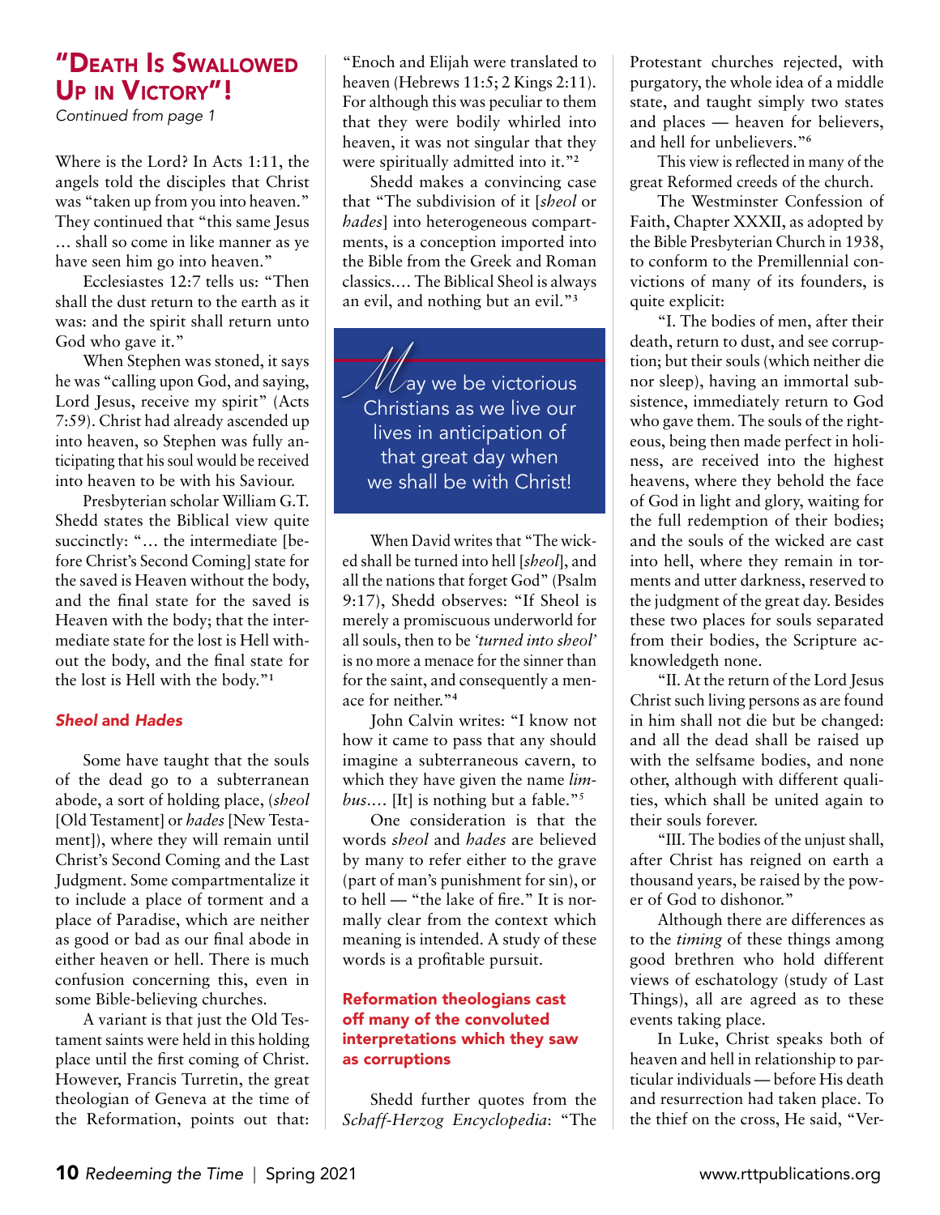## "Death Is Swallowed Up in Victory"!

*Continued from page 1*

Where is the Lord? In Acts 1:11, the angels told the disciples that Christ was "taken up from you into heaven." They continued that "this same Jesus … shall so come in like manner as ye have seen him go into heaven."

Ecclesiastes 12:7 tells us: "Then shall the dust return to the earth as it was: and the spirit shall return unto God who gave it."

When Stephen was stoned, it says he was "calling upon God, and saying, Lord Jesus, receive my spirit" (Acts 7:59). Christ had already ascended up into heaven, so Stephen was fully anticipating that his soul would be received into heaven to be with his Saviour.

Presbyterian scholar William G.T. Shedd states the Biblical view quite succinctly: "… the intermediate [before Christ's Second Coming] state for the saved is Heaven without the body, and the final state for the saved is Heaven with the body; that the intermediate state for the lost is Hell without the body, and the final state for the lost is Hell with the body."[1]

### *Sheol* and *Hades*

Some have taught that the souls of the dead go to a subterranean abode, a sort of holding place, (*sheol* [Old Testament] or *hades* [New Testament]), where they will remain until Christ's Second Coming and the Last Judgment. Some compartmentalize it to include a place of torment and a place of Paradise, which are neither as good or bad as our final abode in either heaven or hell. There is much confusion concerning this, even in some Bible-believing churches.

A variant is that just the Old Testament saints were held in this holding place until the first coming of Christ. However, Francis Turretin, the great theologian of Geneva at the time of the Reformation, points out that: "Enoch and Elijah were translated to heaven (Hebrews 11:5; 2 Kings 2:11). For although this was peculiar to them that they were bodily whirled into heaven, it was not singular that they were spiritually admitted into it."[2]

Shedd makes a convincing case that "The subdivision of it [*sheol* or *hades*] into heterogeneous compartments, is a conception imported into the Bible from the Greek and Roman classics.… The Biblical Sheol is always an evil, and nothing but an evil."[3]

> May we be victorious Christians as we live our lives in anticipation of that great day when we shall be with Christ!

When David writes that "The wicked shall be turned into hell [*sheol*], and all the nations that forget God" (Psalm 9:17), Shedd observes: "If Sheol is merely a promiscuous underworld for all souls, then to be *'turned into sheol'* is no more a menace for the sinner than for the saint, and consequently a menace for neither."[4]

John Calvin writes: "I know not how it came to pass that any should imagine a subterraneous cavern, to which they have given the name *limbus*.… [It] is nothing but a fable."[5]

One consideration is that the words *sheol* and *hades* are believed by many to refer either to the grave (part of man's punishment for sin), or to hell — "the lake of fire." It is normally clear from the context which meaning is intended. A study of these words is a profitable pursuit.

### Reformation theologians cast off many of the convoluted interpretations which they saw as corruptions

Shedd further quotes from the *Schaff-Herzog Encyclopedia*: "The Protestant churches rejected, with purgatory, the whole idea of a middle state, and taught simply two states and places — heaven for believers, and hell for unbelievers."[6]

This view is reflected in many of the great Reformed creeds of the church.

The Westminster Confession of Faith, Chapter XXXII, as adopted by the Bible Presbyterian Church in 1938, to conform to the Premillennial convictions of many of its founders, is quite explicit:

"I. The bodies of men, after their death, return to dust, and see corruption; but their souls (which neither die nor sleep), having an immortal subsistence, immediately return to God who gave them. The souls of the righteous, being then made perfect in holiness, are received into the highest heavens, where they behold the face of God in light and glory, waiting for the full redemption of their bodies; and the souls of the wicked are cast into hell, where they remain in torments and utter darkness, reserved to the judgment of the great day. Besides these two places for souls separated from their bodies, the Scripture acknowledgeth none.

"II. At the return of the Lord Jesus Christ such living persons as are found in him shall not die but be changed: and all the dead shall be raised up with the selfsame bodies, and none other, although with different qualities, which shall be united again to their souls forever.

"III. The bodies of the unjust shall, after Christ has reigned on earth a thousand years, be raised by the power of God to dishonor."

Although there are differences as to the *timing* of these things among good brethren who hold different views of eschatology (study of Last Things), all are agreed as to these events taking place.

In Luke, Christ speaks both of heaven and hell in relationship to particular individuals — before His death and resurrection had taken place. To the thief on the cross, He said, "Ver-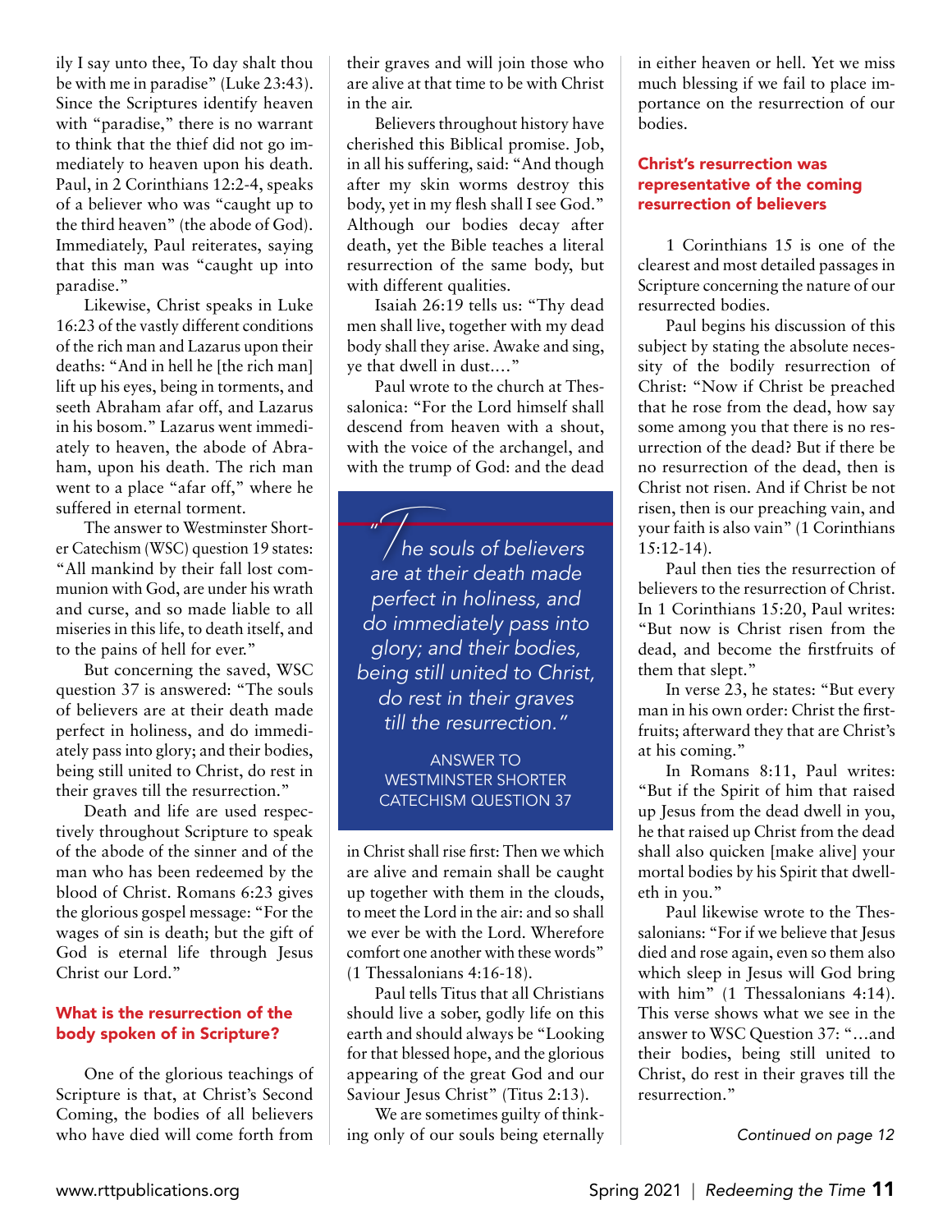ily I say unto thee, To day shalt thou be with me in paradise" (Luke 23:43). Since the Scriptures identify heaven with "paradise," there is no warrant to think that the thief did not go immediately to heaven upon his death. Paul, in 2 Corinthians 12:2-4, speaks of a believer who was "caught up to the third heaven" (the abode of God). Immediately, Paul reiterates, saying that this man was "caught up into paradise."

Likewise, Christ speaks in Luke 16:23 of the vastly different conditions of the rich man and Lazarus upon their deaths: "And in hell he [the rich man] lift up his eyes, being in torments, and seeth Abraham afar off, and Lazarus in his bosom." Lazarus went immediately to heaven, the abode of Abraham, upon his death. The rich man went to a place "afar off," where he suffered in eternal torment.

The answer to Westminster Shorter Catechism (WSC) question 19 states: "All mankind by their fall lost communion with God, are under his wrath and curse, and so made liable to all miseries in this life, to death itself, and to the pains of hell for ever."

But concerning the saved, WSC question 37 is answered: "The souls of believers are at their death made perfect in holiness, and do immediately pass into glory; and their bodies, being still united to Christ, do rest in their graves till the resurrection."

Death and life are used respectively throughout Scripture to speak of the abode of the sinner and of the man who has been redeemed by the blood of Christ. Romans 6:23 gives the glorious gospel message: "For the wages of sin is death; but the gift of God is eternal life through Jesus Christ our Lord."

### What is the resurrection of the body spoken of in Scripture?

One of the glorious teachings of Scripture is that, at Christ's Second Coming, the bodies of all believers who have died will come forth from their graves and will join those who are alive at that time to be with Christ in the air.

Believers throughout history have cherished this Biblical promise. Job, in all his suffering, said: "And though after my skin worms destroy this body, yet in my flesh shall I see God." Although our bodies decay after death, yet the Bible teaches a literal resurrection of the same body, but with different qualities.

Isaiah 26:19 tells us: "Thy dead men shall live, together with my dead body shall they arise. Awake and sing, ye that dwell in dust…."

Paul wrote to the church at Thessalonica: "For the Lord himself shall descend from heaven with a shout, with the voice of the archangel, and with the trump of God: and the dead in Christ shall rise first: Then we which are alive and remain shall be caught up together with them in the clouds, to meet the Lord in the air: and so shall we ever be with the Lord. Wherefore comfort one another with these words" (1 Thessalonians 4:16-18).

> *"The souls of believers are at their death made perfect in holiness, and do immediately pass into glory; and their bodies, being still united to Christ, do rest in their graves till the resurrection."*
>
> ANSWER TO WESTMINSTER SHORTER CATECHISM QUESTION 37

Paul tells Titus that all Christians should live a sober, godly life on this earth and should always be "Looking for that blessed hope, and the glorious appearing of the great God and our Saviour Jesus Christ" (Titus 2:13).

We are sometimes guilty of thinking only of our souls being eternally in either heaven or hell. Yet we miss much blessing if we fail to place importance on the resurrection of our bodies.

### Christ's resurrection was representative of the coming resurrection of believers

1 Corinthians 15 is one of the clearest and most detailed passages in Scripture concerning the nature of our resurrected bodies.

Paul begins his discussion of this subject by stating the absolute necessity of the bodily resurrection of Christ: "Now if Christ be preached that he rose from the dead, how say some among you that there is no resurrection of the dead? But if there be no resurrection of the dead, then is Christ not risen. And if Christ be not risen, then is our preaching vain, and your faith is also vain" (1 Corinthians 15:12-14).

Paul then ties the resurrection of believers to the resurrection of Christ. In 1 Corinthians 15:20, Paul writes: "But now is Christ risen from the dead, and become the firstfruits of them that slept."

In verse 23, he states: "But every man in his own order: Christ the firstfruits; afterward they that are Christ's at his coming."

In Romans 8:11, Paul writes: "But if the Spirit of him that raised up Jesus from the dead dwell in you, he that raised up Christ from the dead shall also quicken [make alive] your mortal bodies by his Spirit that dwelleth in you."

Paul likewise wrote to the Thessalonians: "For if we believe that Jesus died and rose again, even so them also which sleep in Jesus will God bring with him" (1 Thessalonians 4:14). This verse shows what we see in the answer to WSC Question 37: "…and their bodies, being still united to Christ, do rest in their graves till the resurrection."

*Continued on page 12*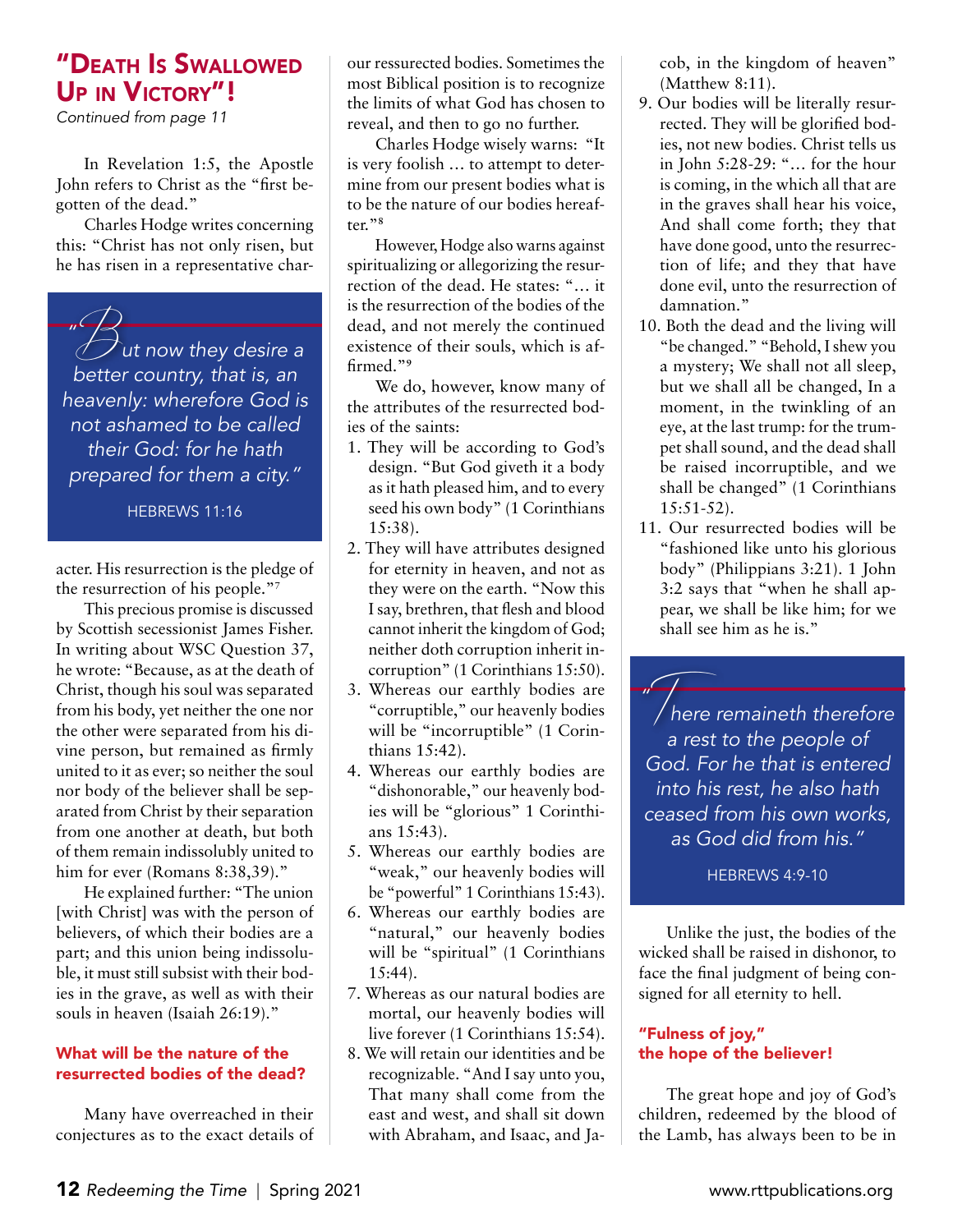## "Death Is Swallowed Up in Victory"!

*Continued from page 11*

In Revelation 1:5, the Apostle John refers to Christ as the "first begotten of the dead."

Charles Hodge writes concerning this: "Christ has not only risen, but he has risen in a representative character. His resurrection is the pledge of the resurrection of his people."[7]

> *"But now they desire a better country, that is, an heavenly: wherefore God is not ashamed to be called their God: for he hath prepared for them a city."*
>
> HEBREWS 11:16

This precious promise is discussed by Scottish secessionist James Fisher. In writing about WSC Question 37, he wrote: "Because, as at the death of Christ, though his soul was separated from his body, yet neither the one nor the other were separated from his divine person, but remained as firmly united to it as ever; so neither the soul nor body of the believer shall be separated from Christ by their separation from one another at death, but both of them remain indissolubly united to him for ever (Romans 8:38,39)."

He explained further: "The union [with Christ] was with the person of believers, of which their bodies are a part; and this union being indissoluble, it must still subsist with their bodies in the grave, as well as with their souls in heaven (Isaiah 26:19)."

### What will be the nature of the resurrected bodies of the dead?

Many have overreached in their conjectures as to the exact details of our ressurected bodies. Sometimes the most Biblical position is to recognize the limits of what God has chosen to reveal, and then to go no further.

Charles Hodge wisely warns: "It is very foolish … to attempt to determine from our present bodies what is to be the nature of our bodies hereafter."[8]

However, Hodge also warns against spiritualizing or allegorizing the resurrection of the dead. He states: "… it is the resurrection of the bodies of the dead, and not merely the continued existence of their souls, which is affirmed."[9]

We do, however, know many of the attributes of the resurrected bodies of the saints:

1. They will be according to God's design. "But God giveth it a body as it hath pleased him, and to every seed his own body" (1 Corinthians 15:38).
2. They will have attributes designed for eternity in heaven, and not as they were on the earth. "Now this I say, brethren, that flesh and blood cannot inherit the kingdom of God; neither doth corruption inherit incorruption" (1 Corinthians 15:50).
3. Whereas our earthly bodies are "corruptible," our heavenly bodies will be "incorruptible" (1 Corinthians 15:42).
4. Whereas our earthly bodies are "dishonorable," our heavenly bodies will be "glorious" 1 Corinthians 15:43).
5. Whereas our earthly bodies are "weak," our heavenly bodies will be "powerful" 1 Corinthians 15:43).
6. Whereas our earthly bodies are "natural," our heavenly bodies will be "spiritual" (1 Corinthians 15:44).
7. Whereas as our natural bodies are mortal, our heavenly bodies will live forever (1 Corinthians 15:54).
8. We will retain our identities and be recognizable. "And I say unto you, That many shall come from the east and west, and shall sit down with Abraham, and Isaac, and Jacob, in the kingdom of heaven" (Matthew 8:11).
9. Our bodies will be literally resurrected. They will be glorified bodies, not new bodies. Christ tells us in John 5:28-29: "… for the hour is coming, in the which all that are in the graves shall hear his voice, And shall come forth; they that have done good, unto the resurrection of life; and they that have done evil, unto the resurrection of damnation."
10. Both the dead and the living will "be changed." "Behold, I shew you a mystery; We shall not all sleep, but we shall all be changed, In a moment, in the twinkling of an eye, at the last trump: for the trumpet shall sound, and the dead shall be raised incorruptible, and we shall be changed" (1 Corinthians 15:51-52).
11. Our resurrected bodies will be "fashioned like unto his glorious body" (Philippians 3:21). 1 John 3:2 says that "when he shall appear, we shall be like him; for we shall see him as he is."

> *"There remaineth therefore a rest to the people of God. For he that is entered into his rest, he also hath ceased from his own works, as God did from his."*
>
> HEBREWS 4:9-10

Unlike the just, the bodies of the wicked shall be raised in dishonor, to face the final judgment of being consigned for all eternity to hell.

### "Fulness of joy," the hope of the believer!

The great hope and joy of God's children, redeemed by the blood of the Lamb, has always been to be in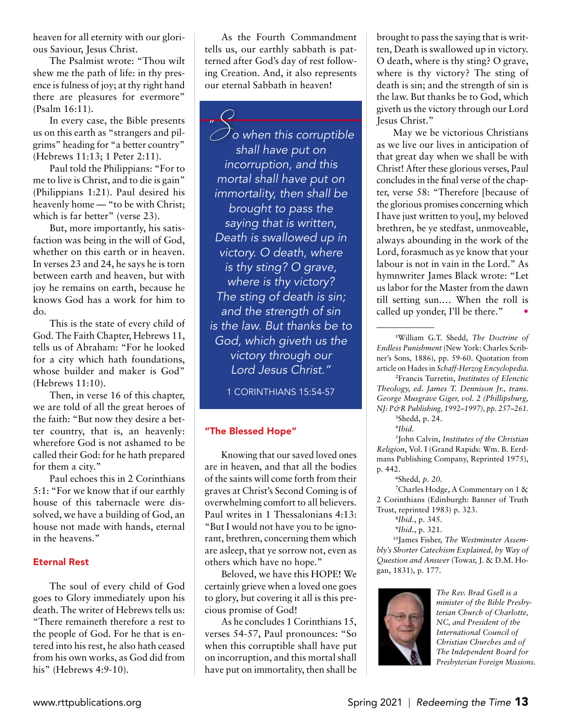heaven for all eternity with our glorious Saviour, Jesus Christ.

The Psalmist wrote: "Thou wilt shew me the path of life: in thy presence is fulness of joy; at thy right hand there are pleasures for evermore" (Psalm 16:11).

In every case, the Bible presents us on this earth as "strangers and pilgrims" heading for "a better country" (Hebrews 11:13; 1 Peter 2:11).

Paul told the Philippians: "For to me to live is Christ, and to die is gain" (Philippians 1:21). Paul desired his heavenly home — "to be with Christ; which is far better" (verse 23).

But, more importantly, his satisfaction was being in the will of God, whether on this earth or in heaven. In verses 23 and 24, he says he is torn between earth and heaven, but with joy he remains on earth, because he knows God has a work for him to do.

This is the state of every child of God. The Faith Chapter, Hebrews 11, tells us of Abraham: "For he looked for a city which hath foundations, whose builder and maker is God" (Hebrews 11:10).

Then, in verse 16 of this chapter, we are told of all the great heroes of the faith: "But now they desire a better country, that is, an heavenly: wherefore God is not ashamed to be called their God: for he hath prepared for them a city."

Paul echoes this in 2 Corinthians 5:1: "For we know that if our earthly house of this tabernacle were dissolved, we have a building of God, an house not made with hands, eternal in the heavens."

## Eternal Rest

The soul of every child of God goes to Glory immediately upon his death. The writer of Hebrews tells us: "There remaineth therefore a rest to the people of God. For he that is entered into his rest, he also hath ceased from his own works, as God did from his" (Hebrews 4:9-10).

As the Fourth Commandment tells us, our earthly sabbath is patterned after God's day of rest following Creation. And, it also represents our eternal Sabbath in heaven!

> *"So when this corruptible shall have put on incorruption, and this mortal shall have put on immortality, then shall be brought to pass the saying that is written, Death is swallowed up in victory. O death, where is thy sting? O grave, where is thy victory? The sting of death is sin; and the strength of sin is the law. But thanks be to God, which giveth us the victory through our Lord Jesus Christ."*
>
> 1 CORINTHIANS 15:54-57

## "The Blessed Hope"

Knowing that our saved loved ones are in heaven, and that all the bodies of the saints will come forth from their graves at Christ's Second Coming is of overwhelming comfort to all believers. Paul writes in 1 Thessalonians 4:13: "But I would not have you to be ignorant, brethren, concerning them which are asleep, that ye sorrow not, even as others which have no hope."

Beloved, we have this HOPE! We certainly grieve when a loved one goes to glory, but covering it all is this precious promise of God!

As he concludes 1 Corinthians 15, verses 54-57, Paul pronounces: "So when this corruptible shall have put on incorruption, and this mortal shall have put on immortality, then shall be brought to pass the saying that is written, Death is swallowed up in victory. O death, where is thy sting? O grave, where is thy victory? The sting of death is sin; and the strength of sin is the law. But thanks be to God, which giveth us the victory through our Lord Jesus Christ."

May we be victorious Christians as we live our lives in anticipation of that great day when we shall be with Christ! After these glorious verses, Paul concludes in the final verse of the chapter, verse 58: "Therefore [because of the glorious promises concerning which I have just written to you], my beloved brethren, be ye stedfast, unmoveable, always abounding in the work of the Lord, forasmuch as ye know that your labour is not in vain in the Lord." As hymnwriter James Black wrote: "Let us labor for the Master from the dawn till setting sun.... When the roll is called up yonder, I'll be there." •

---

[1]William G.T. Shedd, *The Doctrine of Endless Punishment* (New York: Charles Scribner's Sons, 1886), pp. 59-60. Quotation from article on Hades in *Schaff-Herzog Encyclopedia*.

[2]Francis Turretin, *Institutes of Elenctic Theology, ed. James T. Dennison Jr., trans. George Musgrave Giger, vol. 2 (Phillipsburg, NJ: P&R Publishing, 1992–1997), pp. 257–261.*

[3]Shedd, p. 24.

[4]*Ibid.*

[5]John Calvin, *Institutes of the Christian Religion*, Vol. I (Grand Rapids: Wm. B. Eerdmans Publishing Company, Reprinted 1975), p. 442.

[6]Shedd, *p. 20.*

[7]Charles Hodge, A Commentary on 1 & 2 Corinthians (Edinburgh: Banner of Truth Trust, reprinted 1983) p. 323.

[8]*Ibid.*, p. 345.

[9]*Ibid.*, p. 321.

[10]James Fisher, *The Westminster Assembly's Shorter Catechism Explained, by Way of Question and Answer* (Towar, J. & D.M. Hogan, 1831), p. 177.

*The Rev. Brad Gsell is a minister of the Bible Presbyterian Church of Charlotte, NC, and President of the International Council of Christian Churches and of The Independent Board for Presbyterian Foreign Missions.*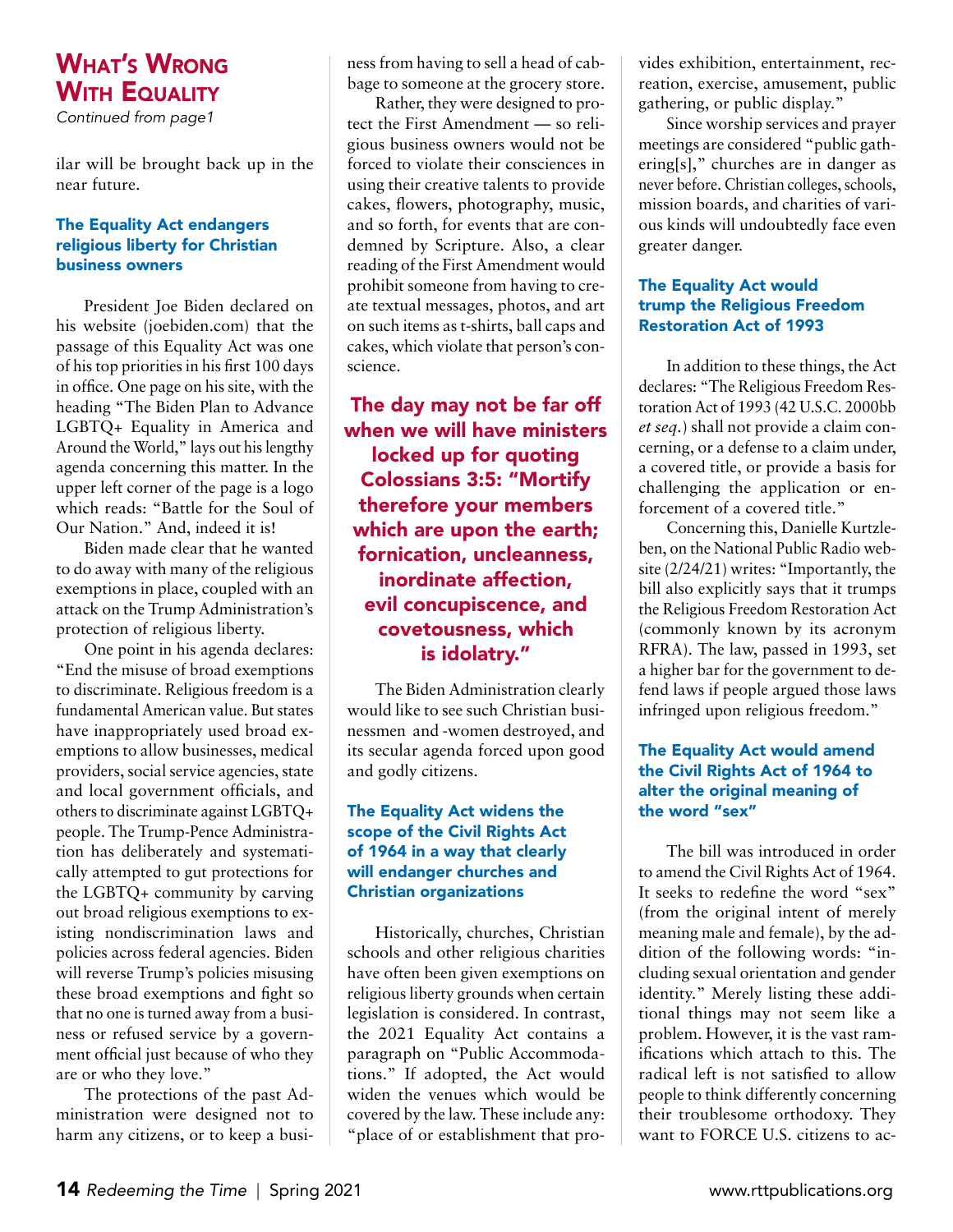# What's Wrong With Equality

*Continued from page1*

ilar will be brought back up in the near future.

### The Equality Act endangers religious liberty for Christian business owners

President Joe Biden declared on his website (joebiden.com) that the passage of this Equality Act was one of his top priorities in his first 100 days in office. One page on his site, with the heading "The Biden Plan to Advance LGBTQ+ Equality in America and Around the World," lays out his lengthy agenda concerning this matter. In the upper left corner of the page is a logo which reads: "Battle for the Soul of Our Nation." And, indeed it is!

Biden made clear that he wanted to do away with many of the religious exemptions in place, coupled with an attack on the Trump Administration's protection of religious liberty.

One point in his agenda declares: "End the misuse of broad exemptions to discriminate. Religious freedom is a fundamental American value. But states have inappropriately used broad exemptions to allow businesses, medical providers, social service agencies, state and local government officials, and others to discriminate against LGBTQ+ people. The Trump-Pence Administration has deliberately and systematically attempted to gut protections for the LGBTQ+ community by carving out broad religious exemptions to existing nondiscrimination laws and policies across federal agencies. Biden will reverse Trump's policies misusing these broad exemptions and fight so that no one is turned away from a business or refused service by a government official just because of who they are or who they love."

The protections of the past Administration were designed not to harm any citizens, or to keep a business from having to sell a head of cabbage to someone at the grocery store.

Rather, they were designed to protect the First Amendment — so religious business owners would not be forced to violate their consciences in using their creative talents to provide cakes, flowers, photography, music, and so forth, for events that are condemned by Scripture. Also, a clear reading of the First Amendment would prohibit someone from having to create textual messages, photos, and art on such items as t-shirts, ball caps and cakes, which violate that person's conscience.

**The day may not be far off when we will have ministers locked up for quoting Colossians 3:5: "Mortify therefore your members which are upon the earth; fornication, uncleanness, inordinate affection, evil concupiscence, and covetousness, which is idolatry."**

The Biden Administration clearly would like to see such Christian businessmen and -women destroyed, and its secular agenda forced upon good and godly citizens.

### The Equality Act widens the scope of the Civil Rights Act of 1964 in a way that clearly will endanger churches and Christian organizations

Historically, churches, Christian schools and other religious charities have often been given exemptions on religious liberty grounds when certain legislation is considered. In contrast, the 2021 Equality Act contains a paragraph on "Public Accommodations." If adopted, the Act would widen the venues which would be covered by the law. These include any: "place of or establishment that provides exhibition, entertainment, recreation, exercise, amusement, public gathering, or public display."

Since worship services and prayer meetings are considered "public gathering[s]," churches are in danger as never before. Christian colleges, schools, mission boards, and charities of various kinds will undoubtedly face even greater danger.

### The Equality Act would trump the Religious Freedom Restoration Act of 1993

In addition to these things, the Act declares: "The Religious Freedom Restoration Act of 1993 (42 U.S.C. 2000bb *et seq.*) shall not provide a claim concerning, or a defense to a claim under, a covered title, or provide a basis for challenging the application or enforcement of a covered title."

Concerning this, Danielle Kurtzleben, on the National Public Radio website (2/24/21) writes: "Importantly, the bill also explicitly says that it trumps the Religious Freedom Restoration Act (commonly known by its acronym RFRA). The law, passed in 1993, set a higher bar for the government to defend laws if people argued those laws infringed upon religious freedom."

### The Equality Act would amend the Civil Rights Act of 1964 to alter the original meaning of the word "sex"

The bill was introduced in order to amend the Civil Rights Act of 1964. It seeks to redefine the word "sex" (from the original intent of merely meaning male and female), by the addition of the following words: "including sexual orientation and gender identity." Merely listing these additional things may not seem like a problem. However, it is the vast ramifications which attach to this. The radical left is not satisfied to allow people to think differently concerning their troublesome orthodoxy. They want to FORCE U.S. citizens to ac-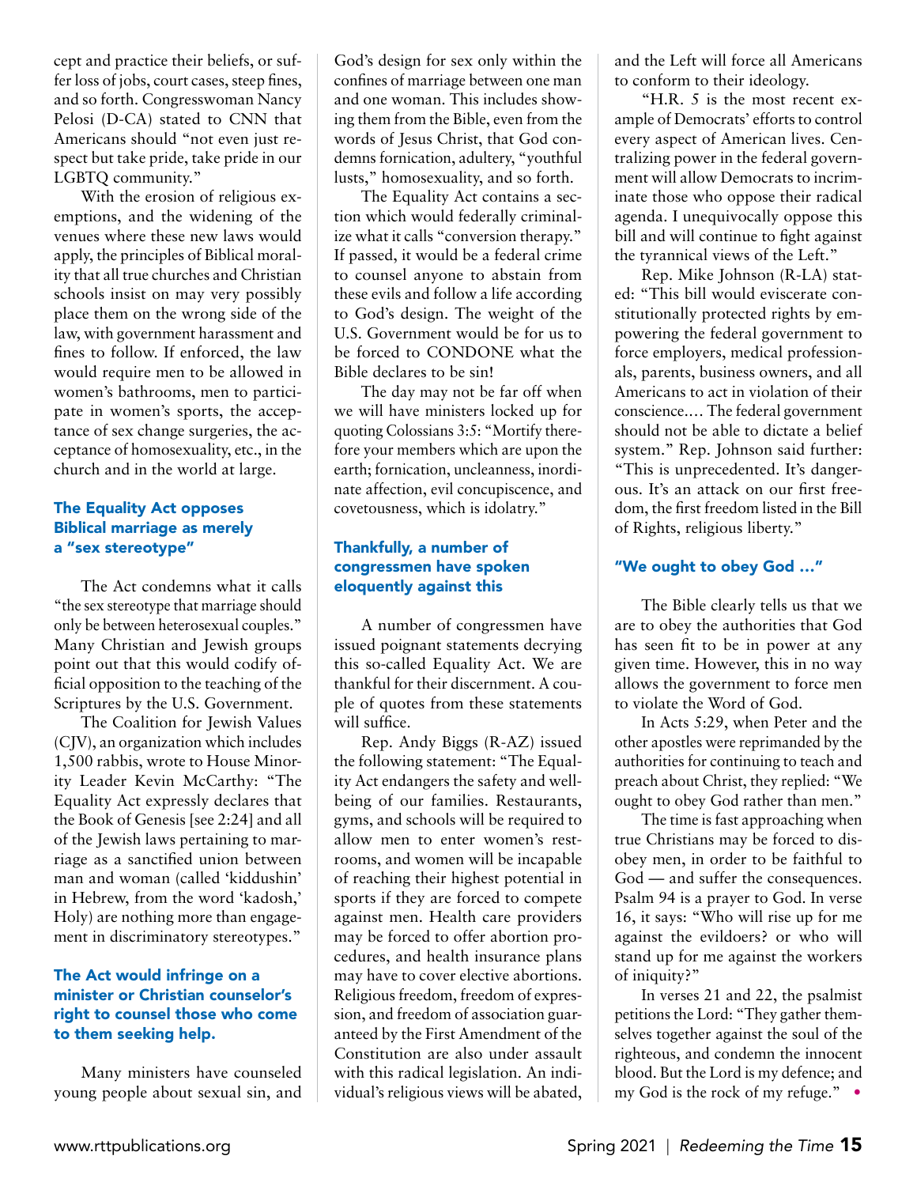cept and practice their beliefs, or suffer loss of jobs, court cases, steep fines, and so forth. Congresswoman Nancy Pelosi (D-CA) stated to CNN that Americans should "not even just respect but take pride, take pride in our LGBTQ community."

With the erosion of religious exemptions, and the widening of the venues where these new laws would apply, the principles of Biblical morality that all true churches and Christian schools insist on may very possibly place them on the wrong side of the law, with government harassment and fines to follow. If enforced, the law would require men to be allowed in women's bathrooms, men to participate in women's sports, the acceptance of sex change surgeries, the acceptance of homosexuality, etc., in the church and in the world at large.

### The Equality Act opposes Biblical marriage as merely a "sex stereotype"

The Act condemns what it calls "the sex stereotype that marriage should only be between heterosexual couples." Many Christian and Jewish groups point out that this would codify official opposition to the teaching of the Scriptures by the U.S. Government.

The Coalition for Jewish Values (CJV), an organization which includes 1,500 rabbis, wrote to House Minority Leader Kevin McCarthy: "The Equality Act expressly declares that the Book of Genesis [see 2:24] and all of the Jewish laws pertaining to marriage as a sanctified union between man and woman (called 'kiddushin' in Hebrew, from the word 'kadosh,' Holy) are nothing more than engagement in discriminatory stereotypes."

### The Act would infringe on a minister or Christian counselor's right to counsel those who come to them seeking help.

Many ministers have counseled young people about sexual sin, and God's design for sex only within the confines of marriage between one man and one woman. This includes showing them from the Bible, even from the words of Jesus Christ, that God condemns fornication, adultery, "youthful lusts," homosexuality, and so forth.

The Equality Act contains a section which would federally criminalize what it calls "conversion therapy." If passed, it would be a federal crime to counsel anyone to abstain from these evils and follow a life according to God's design. The weight of the U.S. Government would be for us to be forced to CONDONE what the Bible declares to be sin!

The day may not be far off when we will have ministers locked up for quoting Colossians 3:5: "Mortify therefore your members which are upon the earth; fornication, uncleanness, inordinate affection, evil concupiscence, and covetousness, which is idolatry."

### Thankfully, a number of congressmen have spoken eloquently against this

A number of congressmen have issued poignant statements decrying this so-called Equality Act. We are thankful for their discernment. A couple of quotes from these statements will suffice.

Rep. Andy Biggs (R-AZ) issued the following statement: "The Equality Act endangers the safety and well-being of our families. Restaurants, gyms, and schools will be required to allow men to enter women's restrooms, and women will be incapable of reaching their highest potential in sports if they are forced to compete against men. Health care providers may be forced to offer abortion procedures, and health insurance plans may have to cover elective abortions. Religious freedom, freedom of expression, and freedom of association guaranteed by the First Amendment of the Constitution are also under assault with this radical legislation. An individual's religious views will be abated, and the Left will force all Americans to conform to their ideology.

"H.R. 5 is the most recent example of Democrats' efforts to control every aspect of American lives. Centralizing power in the federal government will allow Democrats to incriminate those who oppose their radical agenda. I unequivocally oppose this bill and will continue to fight against the tyrannical views of the Left."

Rep. Mike Johnson (R-LA) stated: "This bill would eviscerate constitutionally protected rights by empowering the federal government to force employers, medical professionals, parents, business owners, and all Americans to act in violation of their conscience.... The federal government should not be able to dictate a belief system." Rep. Johnson said further: "This is unprecedented. It's dangerous. It's an attack on our first freedom, the first freedom listed in the Bill of Rights, religious liberty."

### "We ought to obey God ..."

The Bible clearly tells us that we are to obey the authorities that God has seen fit to be in power at any given time. However, this in no way allows the government to force men to violate the Word of God.

In Acts 5:29, when Peter and the other apostles were reprimanded by the authorities for continuing to teach and preach about Christ, they replied: "We ought to obey God rather than men."

The time is fast approaching when true Christians may be forced to disobey men, in order to be faithful to God — and suffer the consequences. Psalm 94 is a prayer to God. In verse 16, it says: "Who will rise up for me against the evildoers? or who will stand up for me against the workers of iniquity?"

In verses 21 and 22, the psalmist petitions the Lord: "They gather themselves together against the soul of the righteous, and condemn the innocent blood. But the Lord is my defence; and my God is the rock of my refuge." •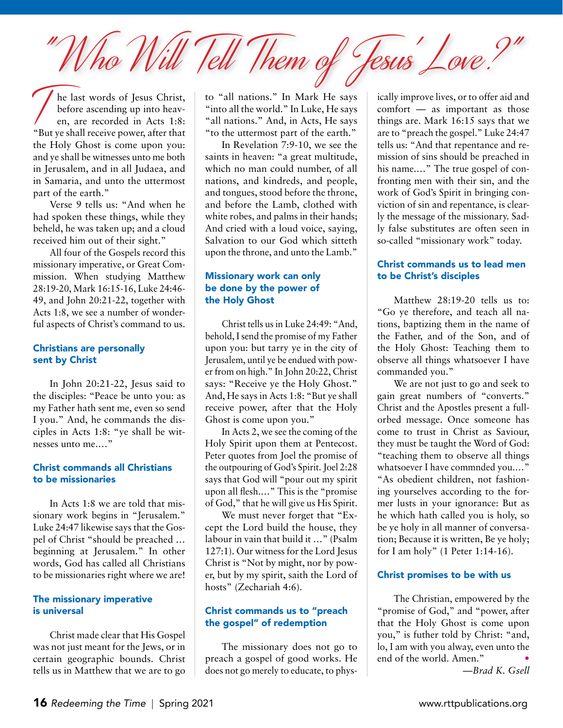# "Who Will Tell Them of Jesus' Love?"

The last words of Jesus Christ, before ascending up into heaven, are recorded in Acts 1:8: "But ye shall receive power, after that the Holy Ghost is come upon you: and ye shall be witnesses unto me both in Jerusalem, and in all Judaea, and in Samaria, and unto the uttermost part of the earth."

Verse 9 tells us: "And when he had spoken these things, while they beheld, he was taken up; and a cloud received him out of their sight."

All four of the Gospels record this missionary imperative, or Great Commission. When studying Matthew 28:19-20, Mark 16:15-16, Luke 24:46-49, and John 20:21-22, together with Acts 1:8, we see a number of wonderful aspects of Christ's command to us.

### Christians are personally sent by Christ

In John 20:21-22, Jesus said to the disciples: "Peace be unto you: as my Father hath sent me, even so send I you." And, he commands the disciples in Acts 1:8: "ye shall be witnesses unto me...."

### Christ commands all Christians to be missionaries

In Acts 1:8 we are told that missionary work begins in "Jerusalem." Luke 24:47 likewise says that the Gospel of Christ "should be preached ... beginning at Jerusalem." In other words, God has called all Christians to be missionaries right where we are!

### The missionary imperative is universal

Christ made clear that His Gospel was not just meant for the Jews, or in certain geographic bounds. Christ tells us in Matthew that we are to go to "all nations." In Mark He says "into all the world." In Luke, He says "all nations." And, in Acts, He says "to the uttermost part of the earth."

In Revelation 7:9-10, we see the saints in heaven: "a great multitude, which no man could number, of all nations, and kindreds, and people, and tongues, stood before the throne, and before the Lamb, clothed with white robes, and palms in their hands; And cried with a loud voice, saying, Salvation to our God which sitteth upon the throne, and unto the Lamb."

### Missionary work can only be done by the power of the Holy Ghost

Christ tells us in Luke 24:49: "And, behold, I send the promise of my Father upon you: but tarry ye in the city of Jerusalem, until ye be endued with power from on high." In John 20:22, Christ says: "Receive ye the Holy Ghost." And, He says in Acts 1:8: "But ye shall receive power, after that the Holy Ghost is come upon you."

In Acts 2, we see the coming of the Holy Spirit upon them at Pentecost. Peter quotes from Joel the promise of the outpouring of God's Spirit. Joel 2:28 says that God will "pour out my spirit upon all flesh...." This is the "promise of God," that he will give us His Spirit.

We must never forget that "Except the Lord build the house, they labour in vain that build it ..." (Psalm 127:1). Our witness for the Lord Jesus Christ is "Not by might, nor by power, but by my spirit, saith the Lord of hosts" (Zechariah 4:6).

### Christ commands us to "preach the gospel" of redemption

The missionary does not go to preach a gospel of good works. He does not go merely to educate, to physically improve lives, or to offer aid and comfort — as important as those things are. Mark 16:15 says that we are to "preach the gospel." Luke 24:47 tells us: "And that repentance and remission of sins should be preached in his name...." The true gospel of confronting men with their sin, and the work of God's Spirit in bringing conviction of sin and repentance, is clearly the message of the missionary. Sadly false substitutes are often seen in so-called "missionary work" today.

### Christ commands us to lead men to be Christ's disciples

Matthew 28:19-20 tells us to: "Go ye therefore, and teach all nations, baptizing them in the name of the Father, and of the Son, and of the Holy Ghost: Teaching them to observe all things whatsoever I have commanded you."

We are not just to go and seek to gain great numbers of "converts." Christ and the Apostles present a full-orbed message. Once someone has come to trust in Christ as Saviour, they must be taught the Word of God: "teaching them to observe all things whatsoever I have commnded you...." "As obedient children, not fashioning yourselves according to the former lusts in your ignorance: But as he which hath called you is holy, so be ye holy in all manner of conversation; Because it is written, Be ye holy; for I am holy" (1 Peter 1:14-16).

### Christ promises to be with us

The Christian, empowered by the "promise of God," and "power, after that the Holy Ghost is come upon you," is futher told by Christ: "and, lo, I am with you alway, even unto the end of the world. Amen." •

*—Brad K. Gsell*